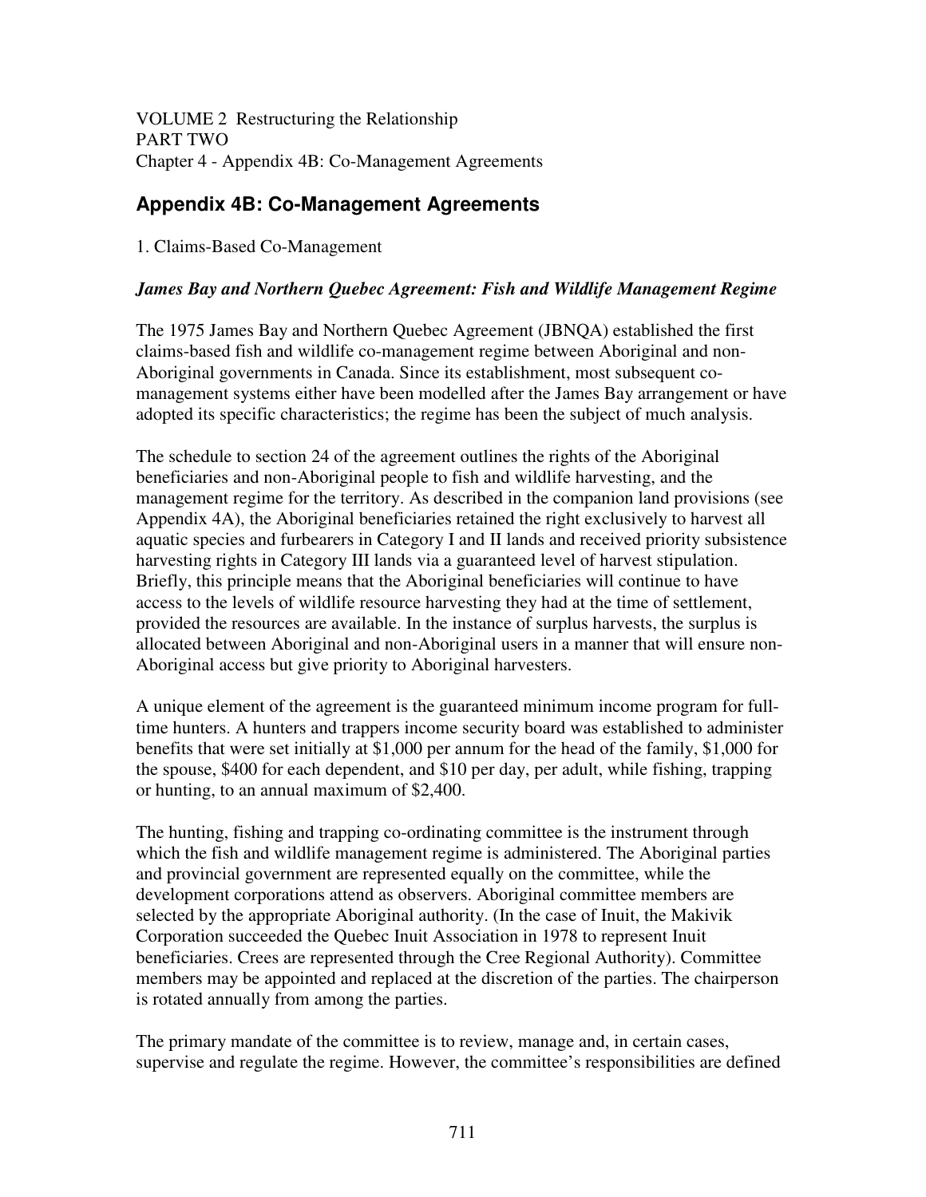VOLUME 2 Restructuring the Relationship
PART TWO
Chapter 4 - Appendix 4B: Co-Management Agreements

## Appendix 4B: Co-Management Agreements

1. Claims-Based Co-Management

### *James Bay and Northern Quebec Agreement: Fish and Wildlife Management Regime*

The 1975 James Bay and Northern Quebec Agreement (JBNQA) established the first claims-based fish and wildlife co-management regime between Aboriginal and non-Aboriginal governments in Canada. Since its establishment, most subsequent co-management systems either have been modelled after the James Bay arrangement or have adopted its specific characteristics; the regime has been the subject of much analysis.

The schedule to section 24 of the agreement outlines the rights of the Aboriginal beneficiaries and non-Aboriginal people to fish and wildlife harvesting, and the management regime for the territory. As described in the companion land provisions (see Appendix 4A), the Aboriginal beneficiaries retained the right exclusively to harvest all aquatic species and furbearers in Category I and II lands and received priority subsistence harvesting rights in Category III lands via a guaranteed level of harvest stipulation. Briefly, this principle means that the Aboriginal beneficiaries will continue to have access to the levels of wildlife resource harvesting they had at the time of settlement, provided the resources are available. In the instance of surplus harvests, the surplus is allocated between Aboriginal and non-Aboriginal users in a manner that will ensure non-Aboriginal access but give priority to Aboriginal harvesters.

A unique element of the agreement is the guaranteed minimum income program for full-time hunters. A hunters and trappers income security board was established to administer benefits that were set initially at $1,000 per annum for the head of the family, $1,000 for the spouse, $400 for each dependent, and $10 per day, per adult, while fishing, trapping or hunting, to an annual maximum of $2,400.

The hunting, fishing and trapping co-ordinating committee is the instrument through which the fish and wildlife management regime is administered. The Aboriginal parties and provincial government are represented equally on the committee, while the development corporations attend as observers. Aboriginal committee members are selected by the appropriate Aboriginal authority. (In the case of Inuit, the Makivik Corporation succeeded the Quebec Inuit Association in 1978 to represent Inuit beneficiaries. Crees are represented through the Cree Regional Authority). Committee members may be appointed and replaced at the discretion of the parties. The chairperson is rotated annually from among the parties.

The primary mandate of the committee is to review, manage and, in certain cases, supervise and regulate the regime. However, the committee's responsibilities are defined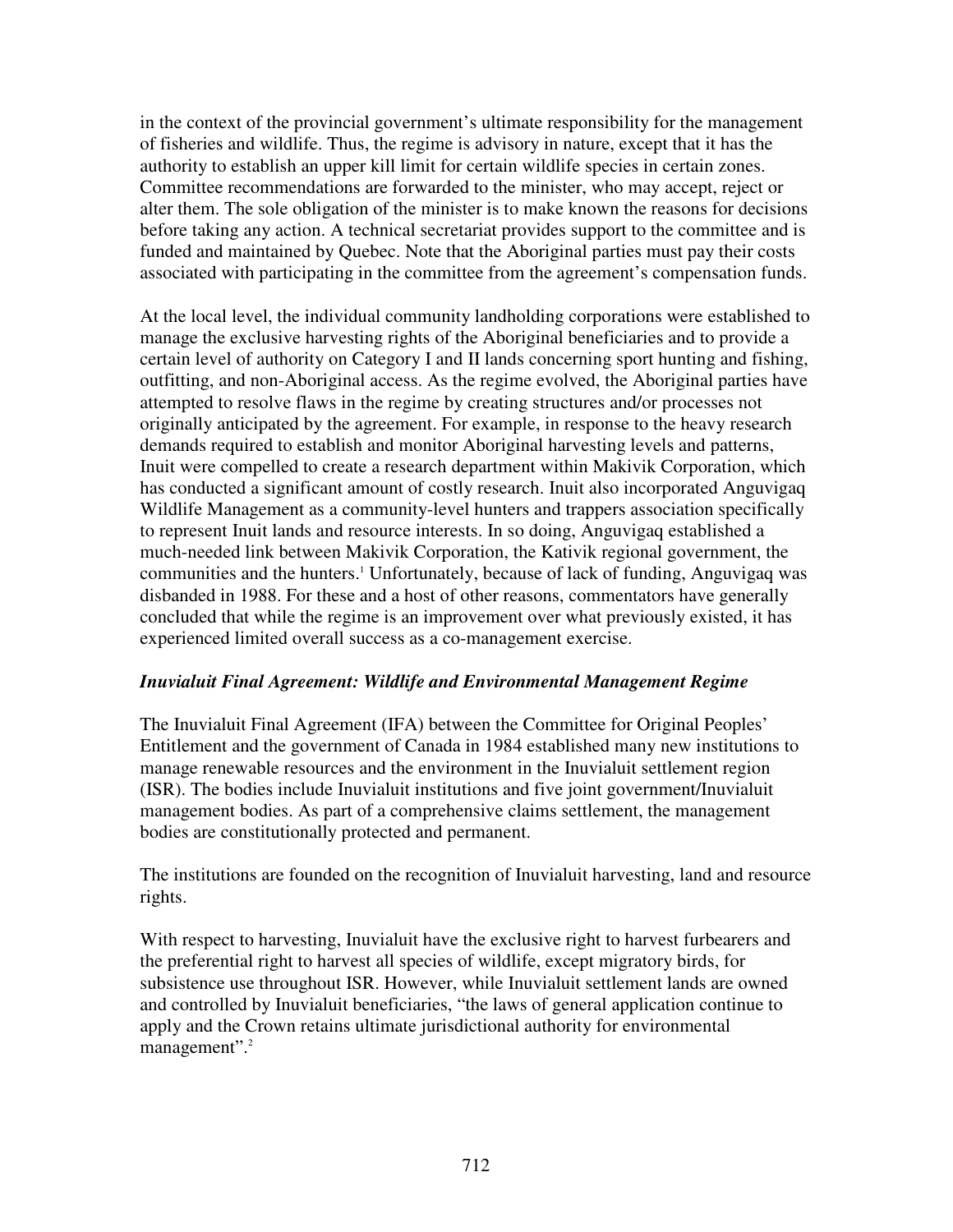in the context of the provincial government's ultimate responsibility for the management of fisheries and wildlife. Thus, the regime is advisory in nature, except that it has the authority to establish an upper kill limit for certain wildlife species in certain zones. Committee recommendations are forwarded to the minister, who may accept, reject or alter them. The sole obligation of the minister is to make known the reasons for decisions before taking any action. A technical secretariat provides support to the committee and is funded and maintained by Quebec. Note that the Aboriginal parties must pay their costs associated with participating in the committee from the agreement's compensation funds.

At the local level, the individual community landholding corporations were established to manage the exclusive harvesting rights of the Aboriginal beneficiaries and to provide a certain level of authority on Category I and II lands concerning sport hunting and fishing, outfitting, and non-Aboriginal access. As the regime evolved, the Aboriginal parties have attempted to resolve flaws in the regime by creating structures and/or processes not originally anticipated by the agreement. For example, in response to the heavy research demands required to establish and monitor Aboriginal harvesting levels and patterns, Inuit were compelled to create a research department within Makivik Corporation, which has conducted a significant amount of costly research. Inuit also incorporated Anguvigaq Wildlife Management as a community-level hunters and trappers association specifically to represent Inuit lands and resource interests. In so doing, Anguvigaq established a much-needed link between Makivik Corporation, the Kativik regional government, the communities and the hunters.[1] Unfortunately, because of lack of funding, Anguvigaq was disbanded in 1988. For these and a host of other reasons, commentators have generally concluded that while the regime is an improvement over what previously existed, it has experienced limited overall success as a co-management exercise.

### *Inuvialuit Final Agreement: Wildlife and Environmental Management Regime*

The Inuvialuit Final Agreement (IFA) between the Committee for Original Peoples' Entitlement and the government of Canada in 1984 established many new institutions to manage renewable resources and the environment in the Inuvialuit settlement region (ISR). The bodies include Inuvialuit institutions and five joint government/Inuvialuit management bodies. As part of a comprehensive claims settlement, the management bodies are constitutionally protected and permanent.

The institutions are founded on the recognition of Inuvialuit harvesting, land and resource rights.

With respect to harvesting, Inuvialuit have the exclusive right to harvest furbearers and the preferential right to harvest all species of wildlife, except migratory birds, for subsistence use throughout ISR. However, while Inuvialuit settlement lands are owned and controlled by Inuvialuit beneficiaries, "the laws of general application continue to apply and the Crown retains ultimate jurisdictional authority for environmental management".[2]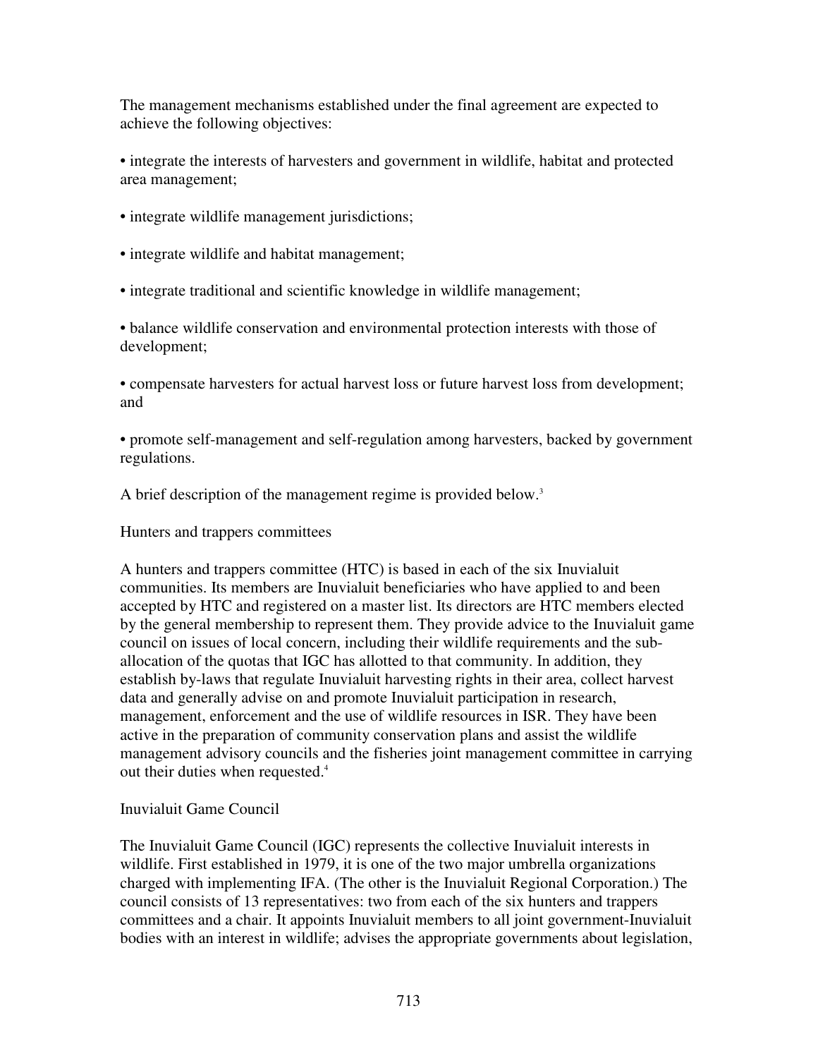The management mechanisms established under the final agreement are expected to achieve the following objectives:

- integrate the interests of harvesters and government in wildlife, habitat and protected area management;
- integrate wildlife management jurisdictions;
- integrate wildlife and habitat management;
- integrate traditional and scientific knowledge in wildlife management;
- balance wildlife conservation and environmental protection interests with those of development;
- compensate harvesters for actual harvest loss or future harvest loss from development; and
- promote self-management and self-regulation among harvesters, backed by government regulations.

A brief description of the management regime is provided below.[3]

### Hunters and trappers committees

A hunters and trappers committee (HTC) is based in each of the six Inuvialuit communities. Its members are Inuvialuit beneficiaries who have applied to and been accepted by HTC and registered on a master list. Its directors are HTC members elected by the general membership to represent them. They provide advice to the Inuvialuit game council on issues of local concern, including their wildlife requirements and the sub-allocation of the quotas that IGC has allotted to that community. In addition, they establish by-laws that regulate Inuvialuit harvesting rights in their area, collect harvest data and generally advise on and promote Inuvialuit participation in research, management, enforcement and the use of wildlife resources in ISR. They have been active in the preparation of community conservation plans and assist the wildlife management advisory councils and the fisheries joint management committee in carrying out their duties when requested.[4]

### Inuvialuit Game Council

The Inuvialuit Game Council (IGC) represents the collective Inuvialuit interests in wildlife. First established in 1979, it is one of the two major umbrella organizations charged with implementing IFA. (The other is the Inuvialuit Regional Corporation.) The council consists of 13 representatives: two from each of the six hunters and trappers committees and a chair. It appoints Inuvialuit members to all joint government-Inuvialuit bodies with an interest in wildlife; advises the appropriate governments about legislation,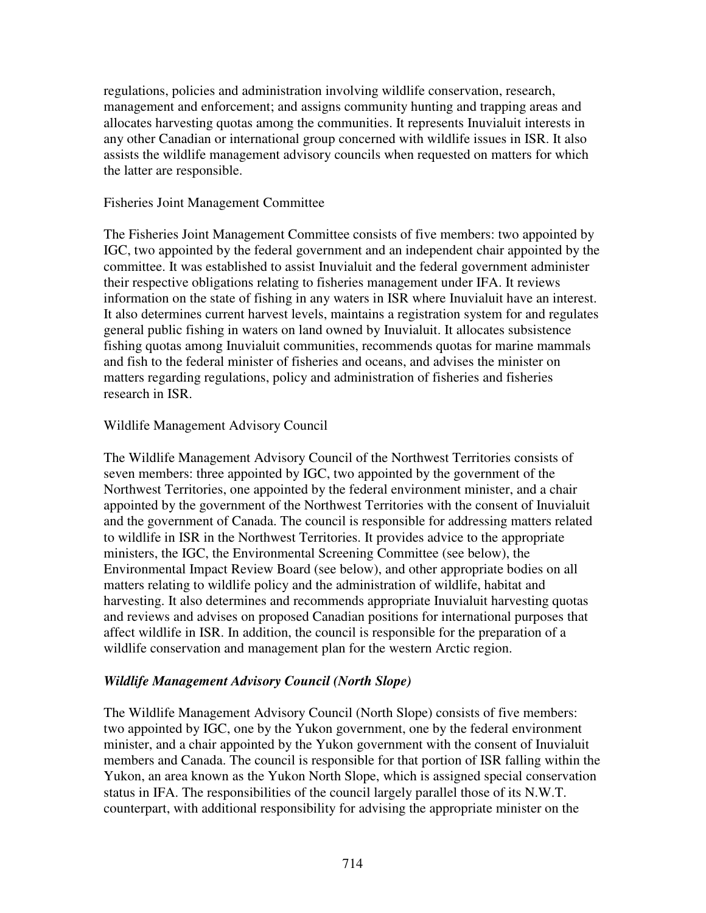regulations, policies and administration involving wildlife conservation, research, management and enforcement; and assigns community hunting and trapping areas and allocates harvesting quotas among the communities. It represents Inuvialuit interests in any other Canadian or international group concerned with wildlife issues in ISR. It also assists the wildlife management advisory councils when requested on matters for which the latter are responsible.

Fisheries Joint Management Committee

The Fisheries Joint Management Committee consists of five members: two appointed by IGC, two appointed by the federal government and an independent chair appointed by the committee. It was established to assist Inuvialuit and the federal government administer their respective obligations relating to fisheries management under IFA. It reviews information on the state of fishing in any waters in ISR where Inuvialuit have an interest. It also determines current harvest levels, maintains a registration system for and regulates general public fishing in waters on land owned by Inuvialuit. It allocates subsistence fishing quotas among Inuvialuit communities, recommends quotas for marine mammals and fish to the federal minister of fisheries and oceans, and advises the minister on matters regarding regulations, policy and administration of fisheries and fisheries research in ISR.

Wildlife Management Advisory Council

The Wildlife Management Advisory Council of the Northwest Territories consists of seven members: three appointed by IGC, two appointed by the government of the Northwest Territories, one appointed by the federal environment minister, and a chair appointed by the government of the Northwest Territories with the consent of Inuvialuit and the government of Canada. The council is responsible for addressing matters related to wildlife in ISR in the Northwest Territories. It provides advice to the appropriate ministers, the IGC, the Environmental Screening Committee (see below), the Environmental Impact Review Board (see below), and other appropriate bodies on all matters relating to wildlife policy and the administration of wildlife, habitat and harvesting. It also determines and recommends appropriate Inuvialuit harvesting quotas and reviews and advises on proposed Canadian positions for international purposes that affect wildlife in ISR. In addition, the council is responsible for the preparation of a wildlife conservation and management plan for the western Arctic region.

***Wildlife Management Advisory Council (North Slope)***

The Wildlife Management Advisory Council (North Slope) consists of five members: two appointed by IGC, one by the Yukon government, one by the federal environment minister, and a chair appointed by the Yukon government with the consent of Inuvialuit members and Canada. The council is responsible for that portion of ISR falling within the Yukon, an area known as the Yukon North Slope, which is assigned special conservation status in IFA. The responsibilities of the council largely parallel those of its N.W.T. counterpart, with additional responsibility for advising the appropriate minister on the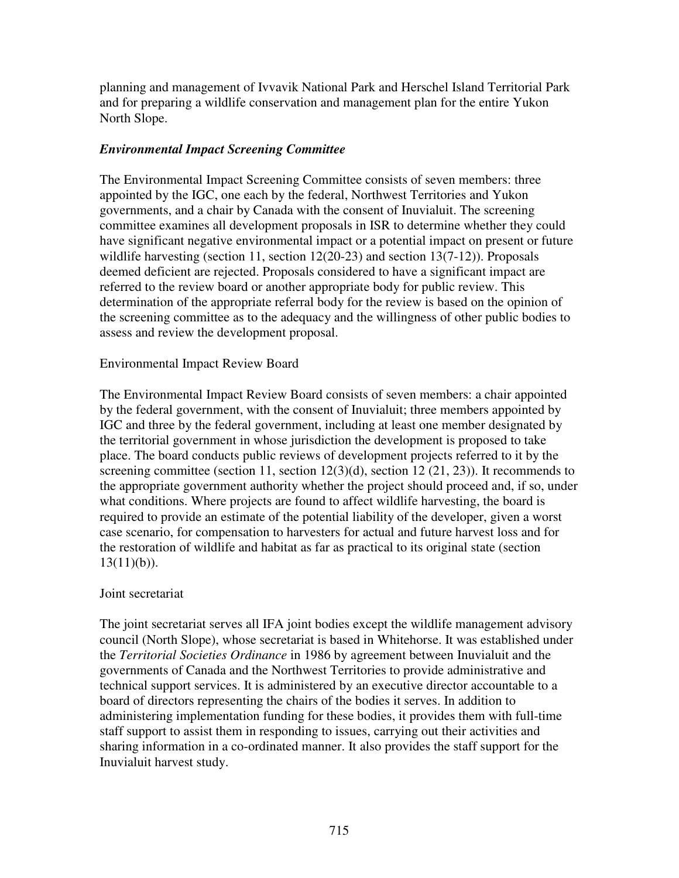planning and management of Ivvavik National Park and Herschel Island Territorial Park and for preparing a wildlife conservation and management plan for the entire Yukon North Slope.

### *Environmental Impact Screening Committee*

The Environmental Impact Screening Committee consists of seven members: three appointed by the IGC, one each by the federal, Northwest Territories and Yukon governments, and a chair by Canada with the consent of Inuvialuit. The screening committee examines all development proposals in ISR to determine whether they could have significant negative environmental impact or a potential impact on present or future wildlife harvesting (section 11, section 12(20-23) and section 13(7-12)). Proposals deemed deficient are rejected. Proposals considered to have a significant impact are referred to the review board or another appropriate body for public review. This determination of the appropriate referral body for the review is based on the opinion of the screening committee as to the adequacy and the willingness of other public bodies to assess and review the development proposal.

### Environmental Impact Review Board

The Environmental Impact Review Board consists of seven members: a chair appointed by the federal government, with the consent of Inuvialuit; three members appointed by IGC and three by the federal government, including at least one member designated by the territorial government in whose jurisdiction the development is proposed to take place. The board conducts public reviews of development projects referred to it by the screening committee (section 11, section 12(3)(d), section 12 (21, 23)). It recommends to the appropriate government authority whether the project should proceed and, if so, under what conditions. Where projects are found to affect wildlife harvesting, the board is required to provide an estimate of the potential liability of the developer, given a worst case scenario, for compensation to harvesters for actual and future harvest loss and for the restoration of wildlife and habitat as far as practical to its original state (section 13(11)(b)).

### Joint secretariat

The joint secretariat serves all IFA joint bodies except the wildlife management advisory council (North Slope), whose secretariat is based in Whitehorse. It was established under the *Territorial Societies Ordinance* in 1986 by agreement between Inuvialuit and the governments of Canada and the Northwest Territories to provide administrative and technical support services. It is administered by an executive director accountable to a board of directors representing the chairs of the bodies it serves. In addition to administering implementation funding for these bodies, it provides them with full-time staff support to assist them in responding to issues, carrying out their activities and sharing information in a co-ordinated manner. It also provides the staff support for the Inuvialuit harvest study.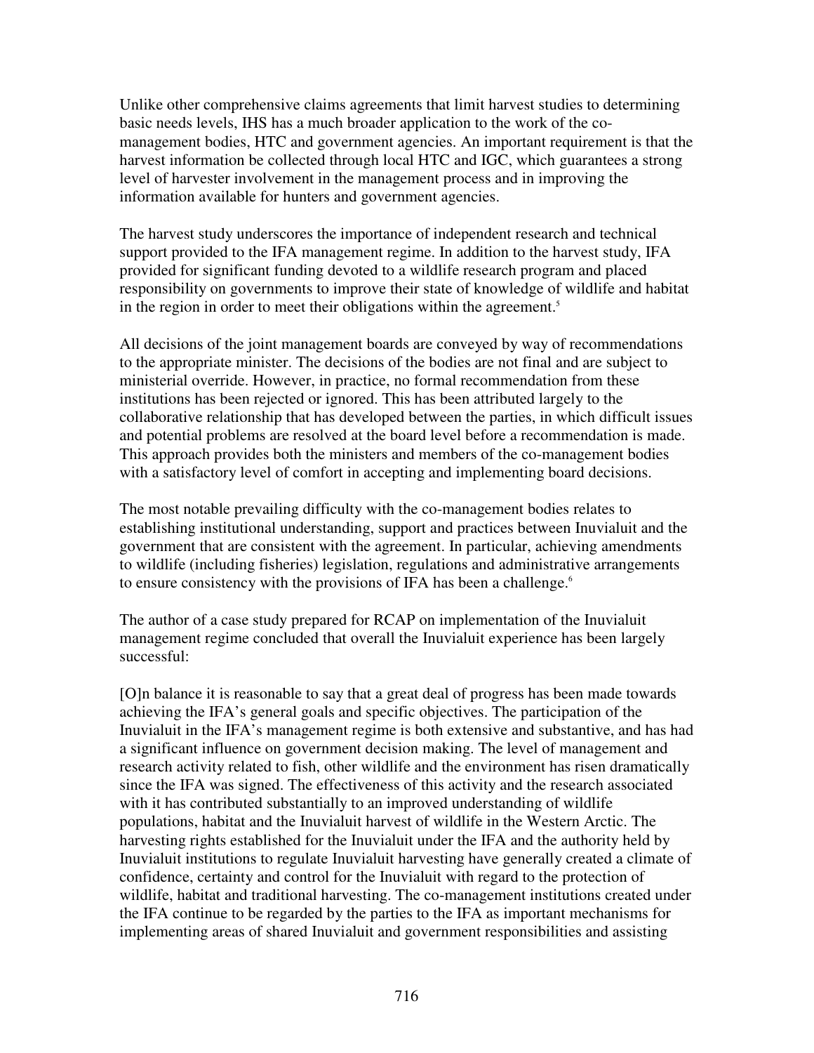Unlike other comprehensive claims agreements that limit harvest studies to determining basic needs levels, IHS has a much broader application to the work of the co-management bodies, HTC and government agencies. An important requirement is that the harvest information be collected through local HTC and IGC, which guarantees a strong level of harvester involvement in the management process and in improving the information available for hunters and government agencies.

The harvest study underscores the importance of independent research and technical support provided to the IFA management regime. In addition to the harvest study, IFA provided for significant funding devoted to a wildlife research program and placed responsibility on governments to improve their state of knowledge of wildlife and habitat in the region in order to meet their obligations within the agreement.[5]

All decisions of the joint management boards are conveyed by way of recommendations to the appropriate minister. The decisions of the bodies are not final and are subject to ministerial override. However, in practice, no formal recommendation from these institutions has been rejected or ignored. This has been attributed largely to the collaborative relationship that has developed between the parties, in which difficult issues and potential problems are resolved at the board level before a recommendation is made. This approach provides both the ministers and members of the co-management bodies with a satisfactory level of comfort in accepting and implementing board decisions.

The most notable prevailing difficulty with the co-management bodies relates to establishing institutional understanding, support and practices between Inuvialuit and the government that are consistent with the agreement. In particular, achieving amendments to wildlife (including fisheries) legislation, regulations and administrative arrangements to ensure consistency with the provisions of IFA has been a challenge.[6]

The author of a case study prepared for RCAP on implementation of the Inuvialuit management regime concluded that overall the Inuvialuit experience has been largely successful:

[O]n balance it is reasonable to say that a great deal of progress has been made towards achieving the IFA's general goals and specific objectives. The participation of the Inuvialuit in the IFA's management regime is both extensive and substantive, and has had a significant influence on government decision making. The level of management and research activity related to fish, other wildlife and the environment has risen dramatically since the IFA was signed. The effectiveness of this activity and the research associated with it has contributed substantially to an improved understanding of wildlife populations, habitat and the Inuvialuit harvest of wildlife in the Western Arctic. The harvesting rights established for the Inuvialuit under the IFA and the authority held by Inuvialuit institutions to regulate Inuvialuit harvesting have generally created a climate of confidence, certainty and control for the Inuvialuit with regard to the protection of wildlife, habitat and traditional harvesting. The co-management institutions created under the IFA continue to be regarded by the parties to the IFA as important mechanisms for implementing areas of shared Inuvialuit and government responsibilities and assisting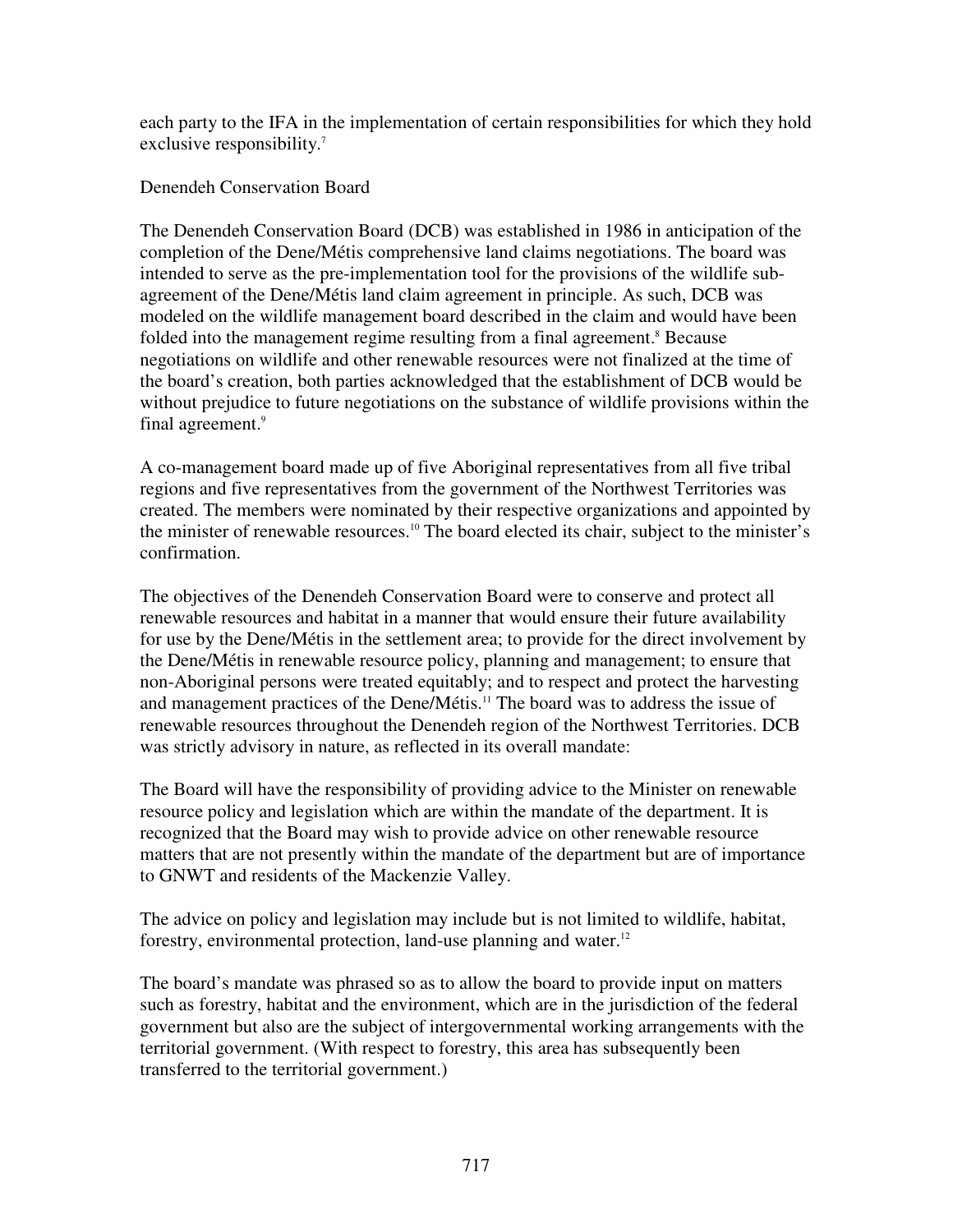each party to the IFA in the implementation of certain responsibilities for which they hold exclusive responsibility.[7]

## Denendeh Conservation Board

The Denendeh Conservation Board (DCB) was established in 1986 in anticipation of the completion of the Dene/Métis comprehensive land claims negotiations. The board was intended to serve as the pre-implementation tool for the provisions of the wildlife sub-agreement of the Dene/Métis land claim agreement in principle. As such, DCB was modeled on the wildlife management board described in the claim and would have been folded into the management regime resulting from a final agreement.[8] Because negotiations on wildlife and other renewable resources were not finalized at the time of the board's creation, both parties acknowledged that the establishment of DCB would be without prejudice to future negotiations on the substance of wildlife provisions within the final agreement.[9]

A co-management board made up of five Aboriginal representatives from all five tribal regions and five representatives from the government of the Northwest Territories was created. The members were nominated by their respective organizations and appointed by the minister of renewable resources.[10] The board elected its chair, subject to the minister's confirmation.

The objectives of the Denendeh Conservation Board were to conserve and protect all renewable resources and habitat in a manner that would ensure their future availability for use by the Dene/Métis in the settlement area; to provide for the direct involvement by the Dene/Métis in renewable resource policy, planning and management; to ensure that non-Aboriginal persons were treated equitably; and to respect and protect the harvesting and management practices of the Dene/Métis.[11] The board was to address the issue of renewable resources throughout the Denendeh region of the Northwest Territories. DCB was strictly advisory in nature, as reflected in its overall mandate:

The Board will have the responsibility of providing advice to the Minister on renewable resource policy and legislation which are within the mandate of the department. It is recognized that the Board may wish to provide advice on other renewable resource matters that are not presently within the mandate of the department but are of importance to GNWT and residents of the Mackenzie Valley.

The advice on policy and legislation may include but is not limited to wildlife, habitat, forestry, environmental protection, land-use planning and water.[12]

The board's mandate was phrased so as to allow the board to provide input on matters such as forestry, habitat and the environment, which are in the jurisdiction of the federal government but also are the subject of intergovernmental working arrangements with the territorial government. (With respect to forestry, this area has subsequently been transferred to the territorial government.)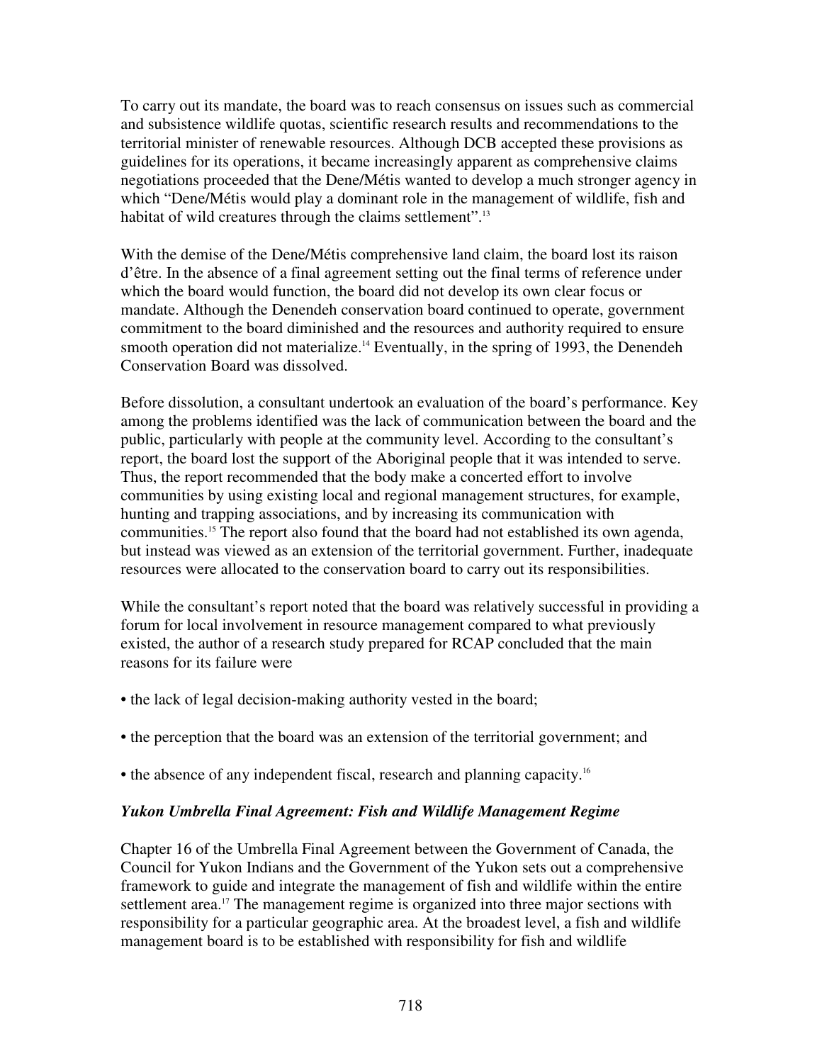To carry out its mandate, the board was to reach consensus on issues such as commercial and subsistence wildlife quotas, scientific research results and recommendations to the territorial minister of renewable resources. Although DCB accepted these provisions as guidelines for its operations, it became increasingly apparent as comprehensive claims negotiations proceeded that the Dene/Métis wanted to develop a much stronger agency in which "Dene/Métis would play a dominant role in the management of wildlife, fish and habitat of wild creatures through the claims settlement".[13]

With the demise of the Dene/Métis comprehensive land claim, the board lost its raison d'être. In the absence of a final agreement setting out the final terms of reference under which the board would function, the board did not develop its own clear focus or mandate. Although the Denendeh conservation board continued to operate, government commitment to the board diminished and the resources and authority required to ensure smooth operation did not materialize.[14] Eventually, in the spring of 1993, the Denendeh Conservation Board was dissolved.

Before dissolution, a consultant undertook an evaluation of the board's performance. Key among the problems identified was the lack of communication between the board and the public, particularly with people at the community level. According to the consultant's report, the board lost the support of the Aboriginal people that it was intended to serve. Thus, the report recommended that the body make a concerted effort to involve communities by using existing local and regional management structures, for example, hunting and trapping associations, and by increasing its communication with communities.[15] The report also found that the board had not established its own agenda, but instead was viewed as an extension of the territorial government. Further, inadequate resources were allocated to the conservation board to carry out its responsibilities.

While the consultant's report noted that the board was relatively successful in providing a forum for local involvement in resource management compared to what previously existed, the author of a research study prepared for RCAP concluded that the main reasons for its failure were

- the lack of legal decision-making authority vested in the board;
- the perception that the board was an extension of the territorial government; and
- the absence of any independent fiscal, research and planning capacity.[16]

***Yukon Umbrella Final Agreement: Fish and Wildlife Management Regime***

Chapter 16 of the Umbrella Final Agreement between the Government of Canada, the Council for Yukon Indians and the Government of the Yukon sets out a comprehensive framework to guide and integrate the management of fish and wildlife within the entire settlement area.[17] The management regime is organized into three major sections with responsibility for a particular geographic area. At the broadest level, a fish and wildlife management board is to be established with responsibility for fish and wildlife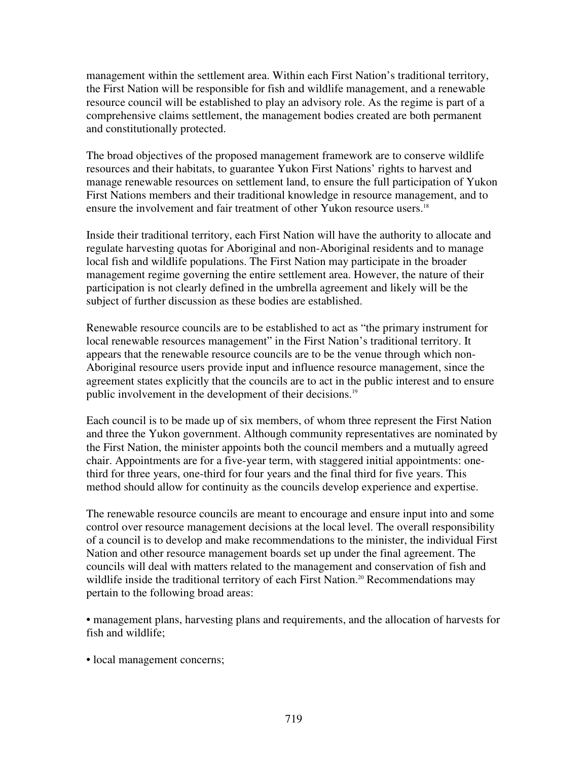management within the settlement area. Within each First Nation's traditional territory, the First Nation will be responsible for fish and wildlife management, and a renewable resource council will be established to play an advisory role. As the regime is part of a comprehensive claims settlement, the management bodies created are both permanent and constitutionally protected.

The broad objectives of the proposed management framework are to conserve wildlife resources and their habitats, to guarantee Yukon First Nations' rights to harvest and manage renewable resources on settlement land, to ensure the full participation of Yukon First Nations members and their traditional knowledge in resource management, and to ensure the involvement and fair treatment of other Yukon resource users.[18]

Inside their traditional territory, each First Nation will have the authority to allocate and regulate harvesting quotas for Aboriginal and non-Aboriginal residents and to manage local fish and wildlife populations. The First Nation may participate in the broader management regime governing the entire settlement area. However, the nature of their participation is not clearly defined in the umbrella agreement and likely will be the subject of further discussion as these bodies are established.

Renewable resource councils are to be established to act as "the primary instrument for local renewable resources management" in the First Nation's traditional territory. It appears that the renewable resource councils are to be the venue through which non-Aboriginal resource users provide input and influence resource management, since the agreement states explicitly that the councils are to act in the public interest and to ensure public involvement in the development of their decisions.[19]

Each council is to be made up of six members, of whom three represent the First Nation and three the Yukon government. Although community representatives are nominated by the First Nation, the minister appoints both the council members and a mutually agreed chair. Appointments are for a five-year term, with staggered initial appointments: one-third for three years, one-third for four years and the final third for five years. This method should allow for continuity as the councils develop experience and expertise.

The renewable resource councils are meant to encourage and ensure input into and some control over resource management decisions at the local level. The overall responsibility of a council is to develop and make recommendations to the minister, the individual First Nation and other resource management boards set up under the final agreement. The councils will deal with matters related to the management and conservation of fish and wildlife inside the traditional territory of each First Nation.[20] Recommendations may pertain to the following broad areas:

- management plans, harvesting plans and requirements, and the allocation of harvests for fish and wildlife;
- local management concerns;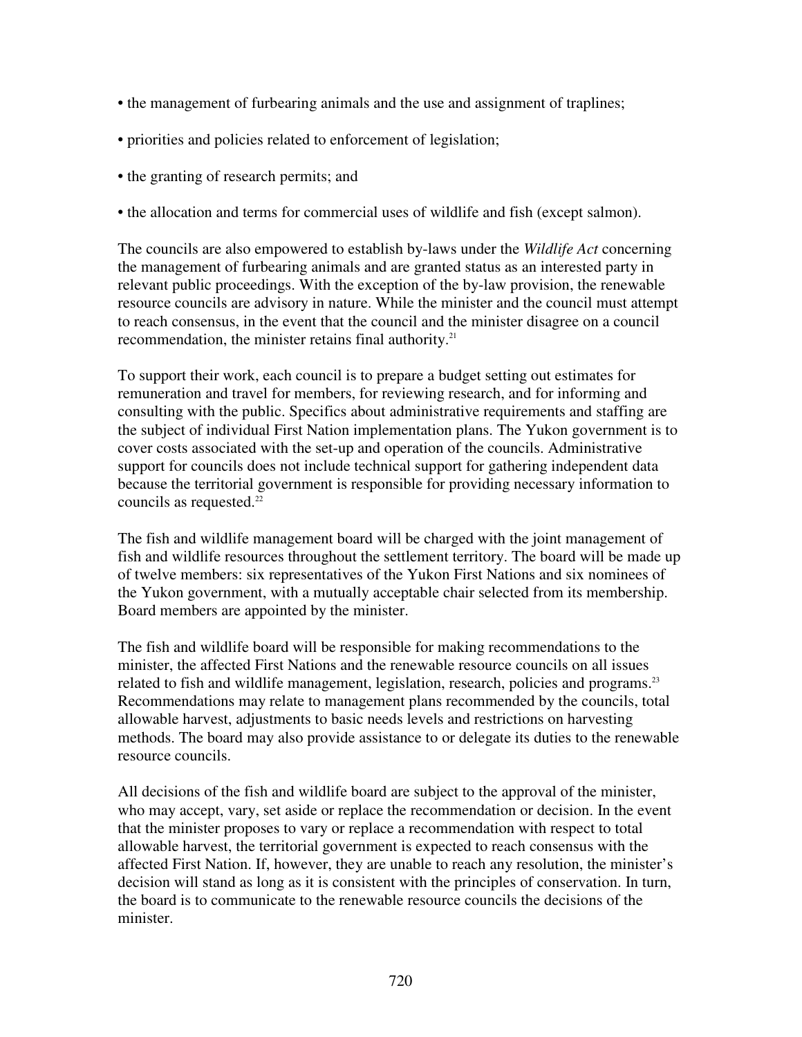- the management of furbearing animals and the use and assignment of traplines;
- priorities and policies related to enforcement of legislation;
- the granting of research permits; and
- the allocation and terms for commercial uses of wildlife and fish (except salmon).

The councils are also empowered to establish by-laws under the *Wildlife Act* concerning the management of furbearing animals and are granted status as an interested party in relevant public proceedings. With the exception of the by-law provision, the renewable resource councils are advisory in nature. While the minister and the council must attempt to reach consensus, in the event that the council and the minister disagree on a council recommendation, the minister retains final authority.[21]

To support their work, each council is to prepare a budget setting out estimates for remuneration and travel for members, for reviewing research, and for informing and consulting with the public. Specifics about administrative requirements and staffing are the subject of individual First Nation implementation plans. The Yukon government is to cover costs associated with the set-up and operation of the councils. Administrative support for councils does not include technical support for gathering independent data because the territorial government is responsible for providing necessary information to councils as requested.[22]

The fish and wildlife management board will be charged with the joint management of fish and wildlife resources throughout the settlement territory. The board will be made up of twelve members: six representatives of the Yukon First Nations and six nominees of the Yukon government, with a mutually acceptable chair selected from its membership. Board members are appointed by the minister.

The fish and wildlife board will be responsible for making recommendations to the minister, the affected First Nations and the renewable resource councils on all issues related to fish and wildlife management, legislation, research, policies and programs.[23] Recommendations may relate to management plans recommended by the councils, total allowable harvest, adjustments to basic needs levels and restrictions on harvesting methods. The board may also provide assistance to or delegate its duties to the renewable resource councils.

All decisions of the fish and wildlife board are subject to the approval of the minister, who may accept, vary, set aside or replace the recommendation or decision. In the event that the minister proposes to vary or replace a recommendation with respect to total allowable harvest, the territorial government is expected to reach consensus with the affected First Nation. If, however, they are unable to reach any resolution, the minister's decision will stand as long as it is consistent with the principles of conservation. In turn, the board is to communicate to the renewable resource councils the decisions of the minister.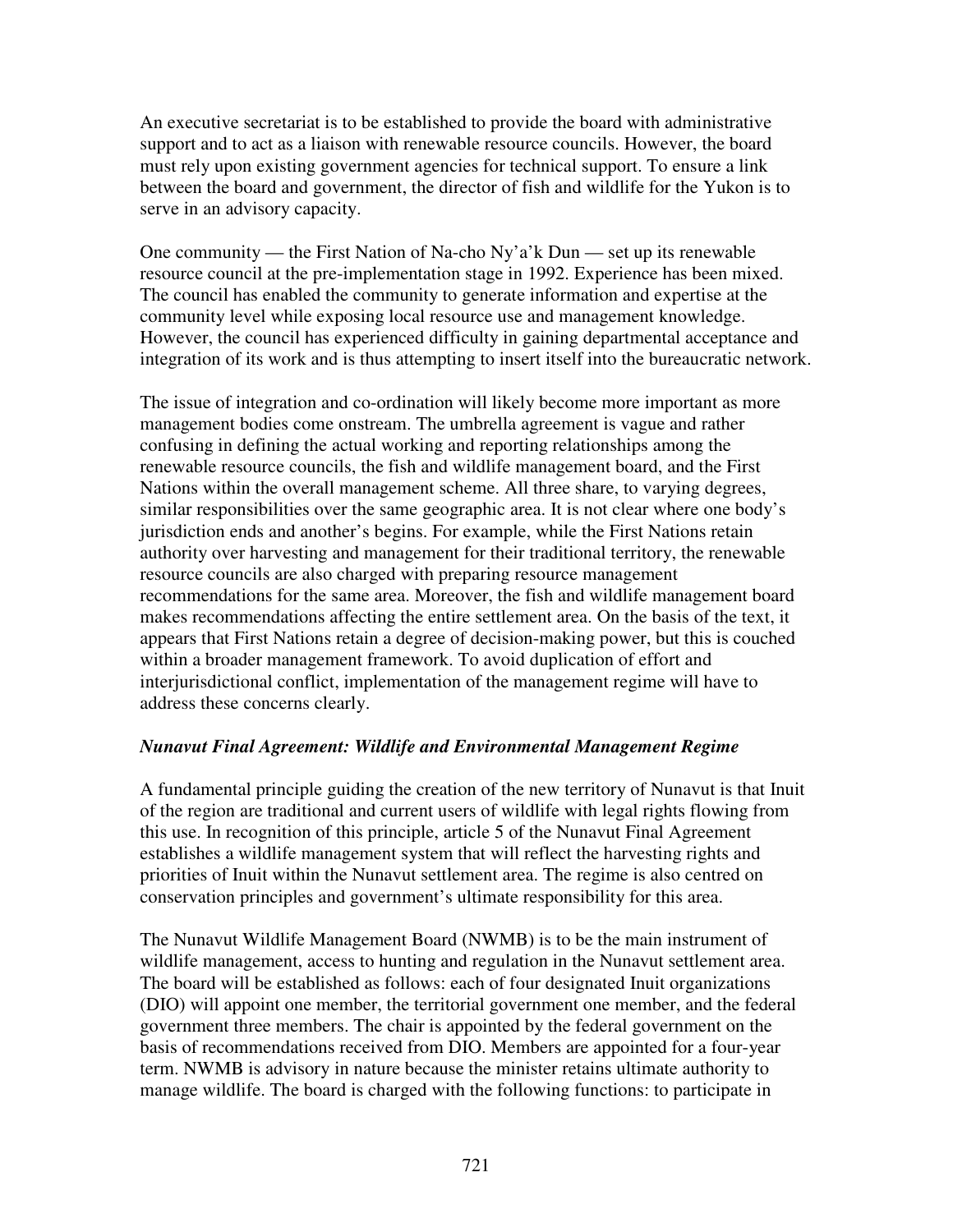An executive secretariat is to be established to provide the board with administrative support and to act as a liaison with renewable resource councils. However, the board must rely upon existing government agencies for technical support. To ensure a link between the board and government, the director of fish and wildlife for the Yukon is to serve in an advisory capacity.

One community — the First Nation of Na-cho Ny'a'k Dun — set up its renewable resource council at the pre-implementation stage in 1992. Experience has been mixed. The council has enabled the community to generate information and expertise at the community level while exposing local resource use and management knowledge. However, the council has experienced difficulty in gaining departmental acceptance and integration of its work and is thus attempting to insert itself into the bureaucratic network.

The issue of integration and co-ordination will likely become more important as more management bodies come onstream. The umbrella agreement is vague and rather confusing in defining the actual working and reporting relationships among the renewable resource councils, the fish and wildlife management board, and the First Nations within the overall management scheme. All three share, to varying degrees, similar responsibilities over the same geographic area. It is not clear where one body's jurisdiction ends and another's begins. For example, while the First Nations retain authority over harvesting and management for their traditional territory, the renewable resource councils are also charged with preparing resource management recommendations for the same area. Moreover, the fish and wildlife management board makes recommendations affecting the entire settlement area. On the basis of the text, it appears that First Nations retain a degree of decision-making power, but this is couched within a broader management framework. To avoid duplication of effort and interjurisdictional conflict, implementation of the management regime will have to address these concerns clearly.

### *Nunavut Final Agreement: Wildlife and Environmental Management Regime*

A fundamental principle guiding the creation of the new territory of Nunavut is that Inuit of the region are traditional and current users of wildlife with legal rights flowing from this use. In recognition of this principle, article 5 of the Nunavut Final Agreement establishes a wildlife management system that will reflect the harvesting rights and priorities of Inuit within the Nunavut settlement area. The regime is also centred on conservation principles and government's ultimate responsibility for this area.

The Nunavut Wildlife Management Board (NWMB) is to be the main instrument of wildlife management, access to hunting and regulation in the Nunavut settlement area. The board will be established as follows: each of four designated Inuit organizations (DIO) will appoint one member, the territorial government one member, and the federal government three members. The chair is appointed by the federal government on the basis of recommendations received from DIO. Members are appointed for a four-year term. NWMB is advisory in nature because the minister retains ultimate authority to manage wildlife. The board is charged with the following functions: to participate in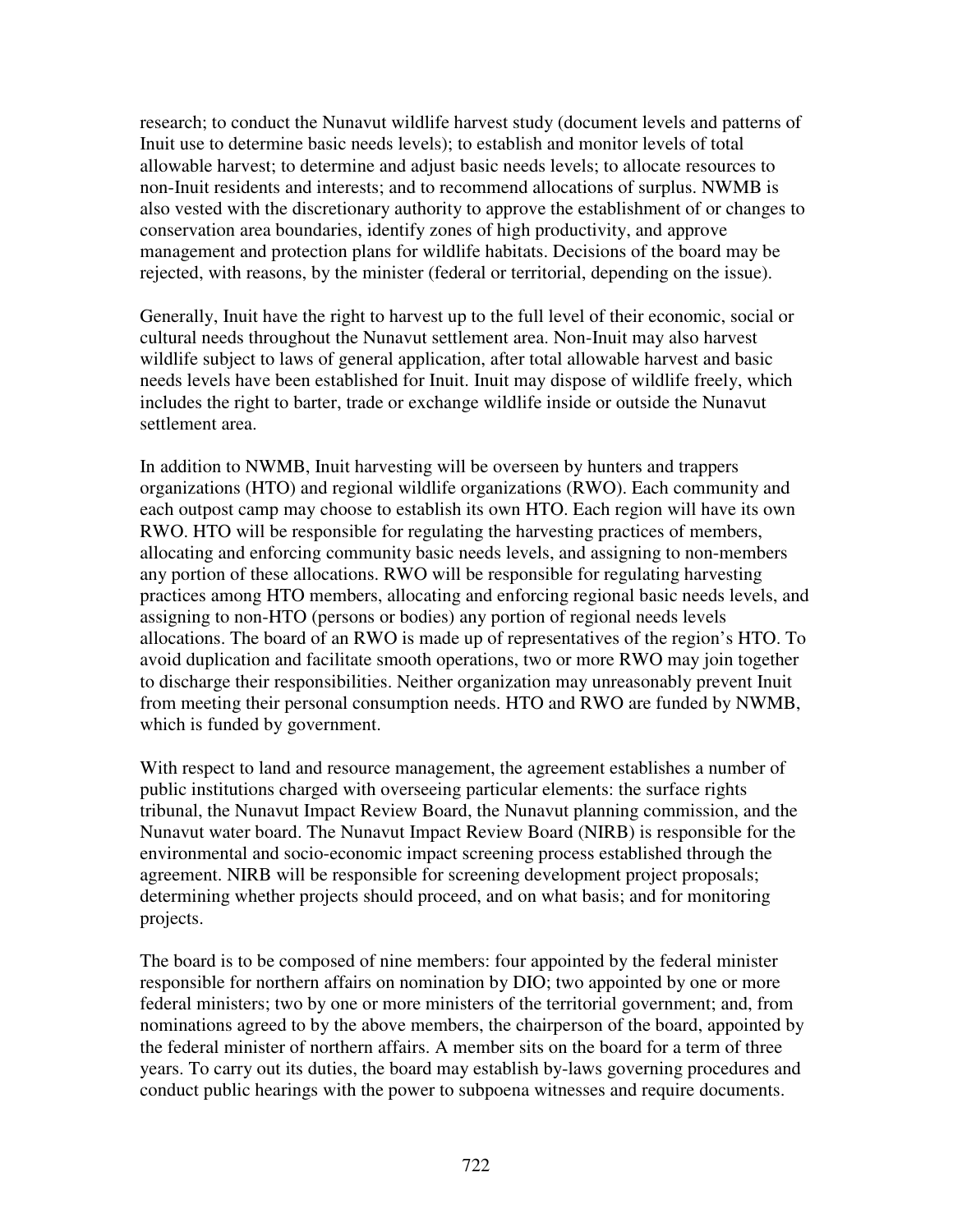research; to conduct the Nunavut wildlife harvest study (document levels and patterns of Inuit use to determine basic needs levels); to establish and monitor levels of total allowable harvest; to determine and adjust basic needs levels; to allocate resources to non-Inuit residents and interests; and to recommend allocations of surplus. NWMB is also vested with the discretionary authority to approve the establishment of or changes to conservation area boundaries, identify zones of high productivity, and approve management and protection plans for wildlife habitats. Decisions of the board may be rejected, with reasons, by the minister (federal or territorial, depending on the issue).

Generally, Inuit have the right to harvest up to the full level of their economic, social or cultural needs throughout the Nunavut settlement area. Non-Inuit may also harvest wildlife subject to laws of general application, after total allowable harvest and basic needs levels have been established for Inuit. Inuit may dispose of wildlife freely, which includes the right to barter, trade or exchange wildlife inside or outside the Nunavut settlement area.

In addition to NWMB, Inuit harvesting will be overseen by hunters and trappers organizations (HTO) and regional wildlife organizations (RWO). Each community and each outpost camp may choose to establish its own HTO. Each region will have its own RWO. HTO will be responsible for regulating the harvesting practices of members, allocating and enforcing community basic needs levels, and assigning to non-members any portion of these allocations. RWO will be responsible for regulating harvesting practices among HTO members, allocating and enforcing regional basic needs levels, and assigning to non-HTO (persons or bodies) any portion of regional needs levels allocations. The board of an RWO is made up of representatives of the region's HTO. To avoid duplication and facilitate smooth operations, two or more RWO may join together to discharge their responsibilities. Neither organization may unreasonably prevent Inuit from meeting their personal consumption needs. HTO and RWO are funded by NWMB, which is funded by government.

With respect to land and resource management, the agreement establishes a number of public institutions charged with overseeing particular elements: the surface rights tribunal, the Nunavut Impact Review Board, the Nunavut planning commission, and the Nunavut water board. The Nunavut Impact Review Board (NIRB) is responsible for the environmental and socio-economic impact screening process established through the agreement. NIRB will be responsible for screening development project proposals; determining whether projects should proceed, and on what basis; and for monitoring projects.

The board is to be composed of nine members: four appointed by the federal minister responsible for northern affairs on nomination by DIO; two appointed by one or more federal ministers; two by one or more ministers of the territorial government; and, from nominations agreed to by the above members, the chairperson of the board, appointed by the federal minister of northern affairs. A member sits on the board for a term of three years. To carry out its duties, the board may establish by-laws governing procedures and conduct public hearings with the power to subpoena witnesses and require documents.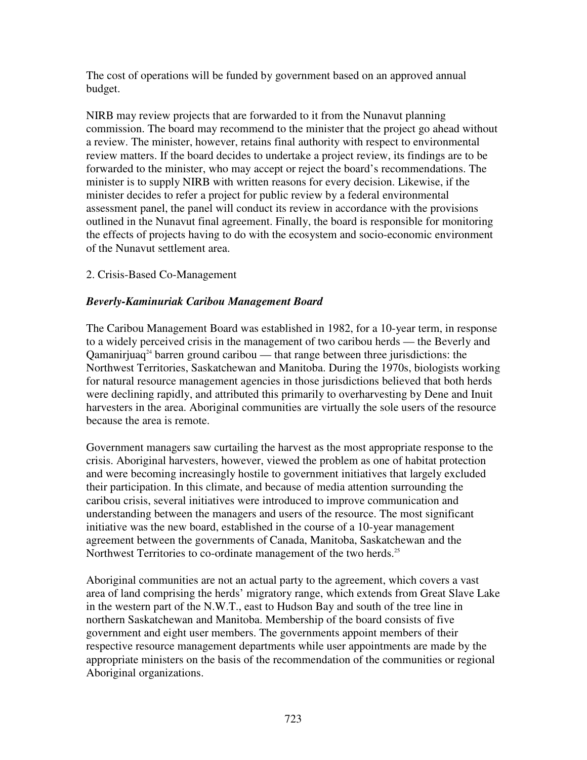The cost of operations will be funded by government based on an approved annual budget.

NIRB may review projects that are forwarded to it from the Nunavut planning commission. The board may recommend to the minister that the project go ahead without a review. The minister, however, retains final authority with respect to environmental review matters. If the board decides to undertake a project review, its findings are to be forwarded to the minister, who may accept or reject the board's recommendations. The minister is to supply NIRB with written reasons for every decision. Likewise, if the minister decides to refer a project for public review by a federal environmental assessment panel, the panel will conduct its review in accordance with the provisions outlined in the Nunavut final agreement. Finally, the board is responsible for monitoring the effects of projects having to do with the ecosystem and socio-economic environment of the Nunavut settlement area.

2. Crisis-Based Co-Management

***Beverly-Kaminuriak Caribou Management Board***

The Caribou Management Board was established in 1982, for a 10-year term, in response to a widely perceived crisis in the management of two caribou herds — the Beverly and Qamanirjuaq[24] barren ground caribou — that range between three jurisdictions: the Northwest Territories, Saskatchewan and Manitoba. During the 1970s, biologists working for natural resource management agencies in those jurisdictions believed that both herds were declining rapidly, and attributed this primarily to overharvesting by Dene and Inuit harvesters in the area. Aboriginal communities are virtually the sole users of the resource because the area is remote.

Government managers saw curtailing the harvest as the most appropriate response to the crisis. Aboriginal harvesters, however, viewed the problem as one of habitat protection and were becoming increasingly hostile to government initiatives that largely excluded their participation. In this climate, and because of media attention surrounding the caribou crisis, several initiatives were introduced to improve communication and understanding between the managers and users of the resource. The most significant initiative was the new board, established in the course of a 10-year management agreement between the governments of Canada, Manitoba, Saskatchewan and the Northwest Territories to co-ordinate management of the two herds.[25]

Aboriginal communities are not an actual party to the agreement, which covers a vast area of land comprising the herds' migratory range, which extends from Great Slave Lake in the western part of the N.W.T., east to Hudson Bay and south of the tree line in northern Saskatchewan and Manitoba. Membership of the board consists of five government and eight user members. The governments appoint members of their respective resource management departments while user appointments are made by the appropriate ministers on the basis of the recommendation of the communities or regional Aboriginal organizations.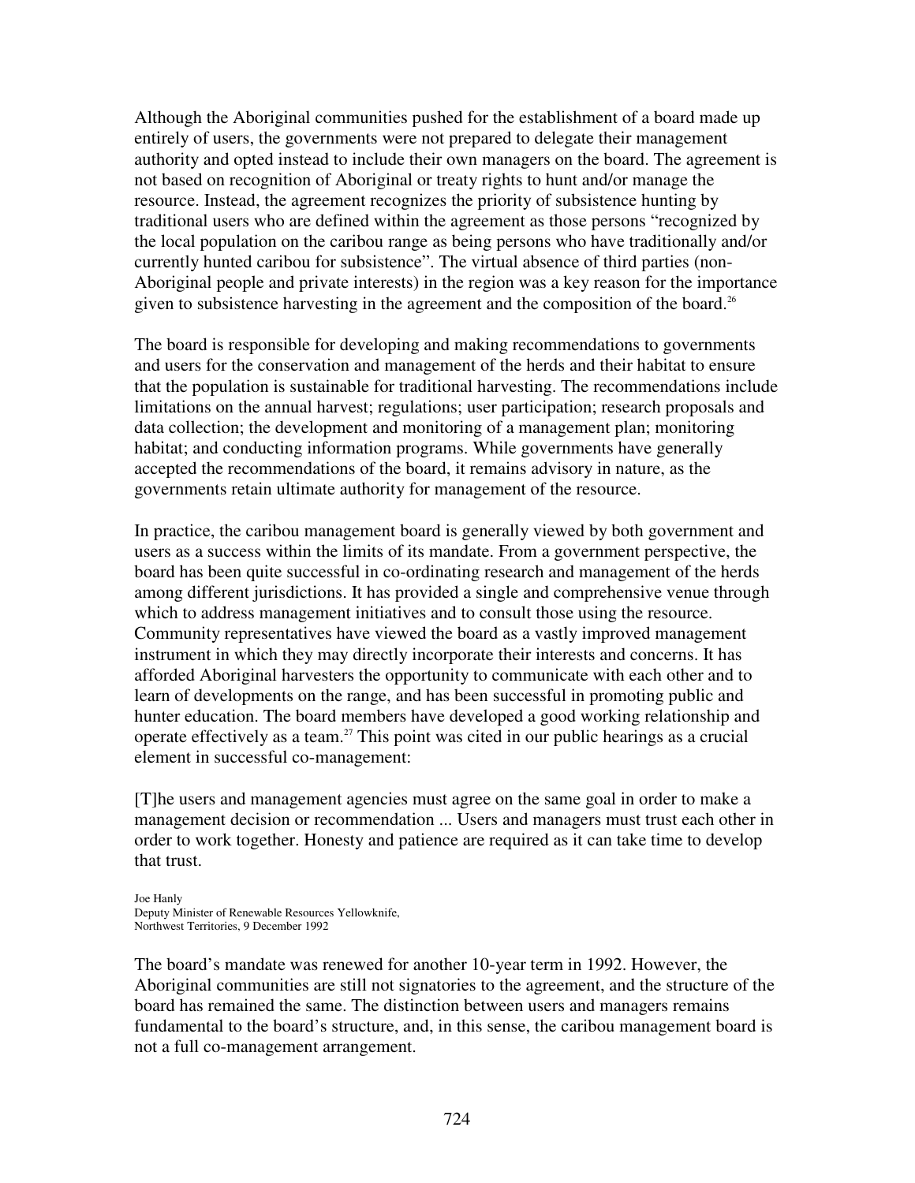Although the Aboriginal communities pushed for the establishment of a board made up entirely of users, the governments were not prepared to delegate their management authority and opted instead to include their own managers on the board. The agreement is not based on recognition of Aboriginal or treaty rights to hunt and/or manage the resource. Instead, the agreement recognizes the priority of subsistence hunting by traditional users who are defined within the agreement as those persons "recognized by the local population on the caribou range as being persons who have traditionally and/or currently hunted caribou for subsistence". The virtual absence of third parties (non-Aboriginal people and private interests) in the region was a key reason for the importance given to subsistence harvesting in the agreement and the composition of the board.[26]

The board is responsible for developing and making recommendations to governments and users for the conservation and management of the herds and their habitat to ensure that the population is sustainable for traditional harvesting. The recommendations include limitations on the annual harvest; regulations; user participation; research proposals and data collection; the development and monitoring of a management plan; monitoring habitat; and conducting information programs. While governments have generally accepted the recommendations of the board, it remains advisory in nature, as the governments retain ultimate authority for management of the resource.

In practice, the caribou management board is generally viewed by both government and users as a success within the limits of its mandate. From a government perspective, the board has been quite successful in co-ordinating research and management of the herds among different jurisdictions. It has provided a single and comprehensive venue through which to address management initiatives and to consult those using the resource. Community representatives have viewed the board as a vastly improved management instrument in which they may directly incorporate their interests and concerns. It has afforded Aboriginal harvesters the opportunity to communicate with each other and to learn of developments on the range, and has been successful in promoting public and hunter education. The board members have developed a good working relationship and operate effectively as a team.[27] This point was cited in our public hearings as a crucial element in successful co-management:

> [T]he users and management agencies must agree on the same goal in order to make a management decision or recommendation ... Users and managers must trust each other in order to work together. Honesty and patience are required as it can take time to develop that trust.
>
> Joe Hanly
> Deputy Minister of Renewable Resources Yellowknife,
> Northwest Territories, 9 December 1992

The board's mandate was renewed for another 10-year term in 1992. However, the Aboriginal communities are still not signatories to the agreement, and the structure of the board has remained the same. The distinction between users and managers remains fundamental to the board's structure, and, in this sense, the caribou management board is not a full co-management arrangement.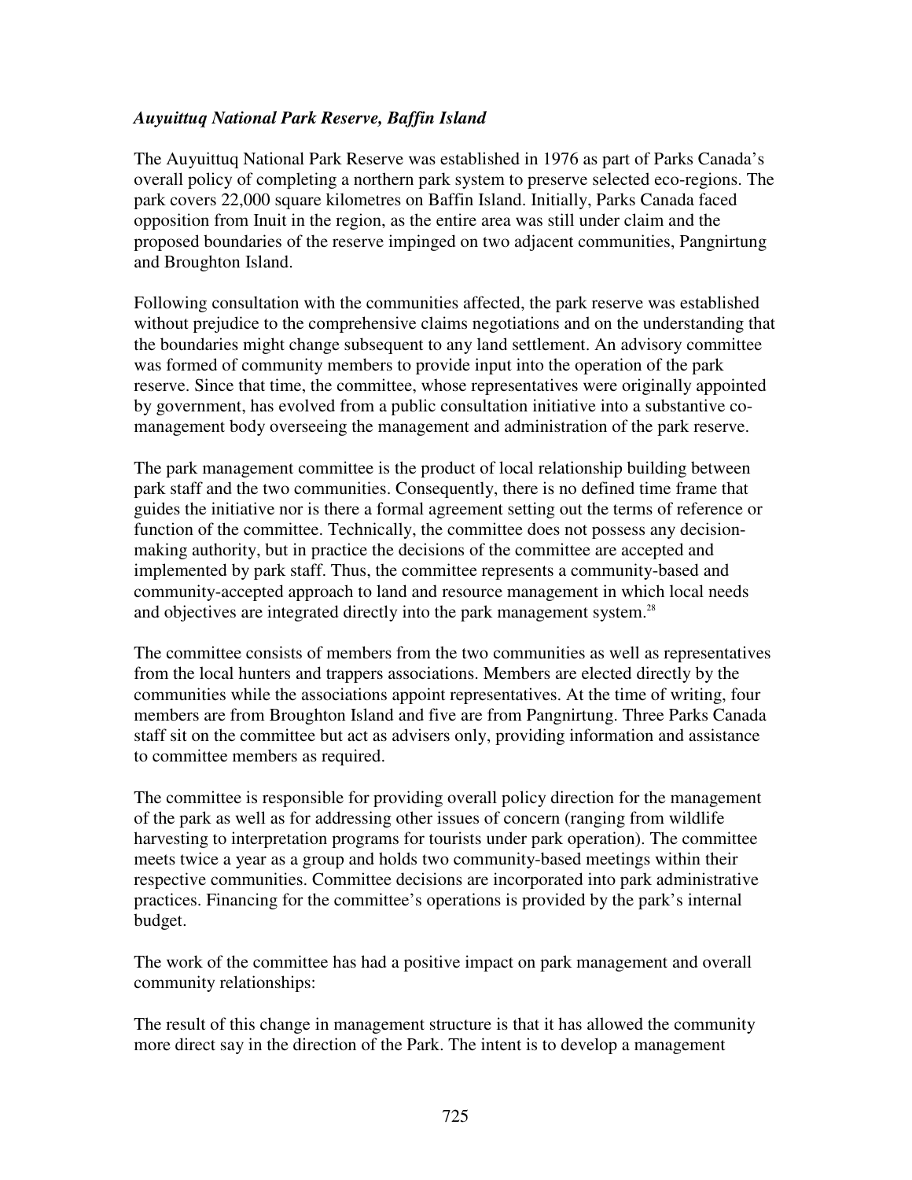### *Auyuittuq National Park Reserve, Baffin Island*

The Auyuittuq National Park Reserve was established in 1976 as part of Parks Canada's overall policy of completing a northern park system to preserve selected eco-regions. The park covers 22,000 square kilometres on Baffin Island. Initially, Parks Canada faced opposition from Inuit in the region, as the entire area was still under claim and the proposed boundaries of the reserve impinged on two adjacent communities, Pangnirtung and Broughton Island.

Following consultation with the communities affected, the park reserve was established without prejudice to the comprehensive claims negotiations and on the understanding that the boundaries might change subsequent to any land settlement. An advisory committee was formed of community members to provide input into the operation of the park reserve. Since that time, the committee, whose representatives were originally appointed by government, has evolved from a public consultation initiative into a substantive co-management body overseeing the management and administration of the park reserve.

The park management committee is the product of local relationship building between park staff and the two communities. Consequently, there is no defined time frame that guides the initiative nor is there a formal agreement setting out the terms of reference or function of the committee. Technically, the committee does not possess any decision-making authority, but in practice the decisions of the committee are accepted and implemented by park staff. Thus, the committee represents a community-based and community-accepted approach to land and resource management in which local needs and objectives are integrated directly into the park management system.[28]

The committee consists of members from the two communities as well as representatives from the local hunters and trappers associations. Members are elected directly by the communities while the associations appoint representatives. At the time of writing, four members are from Broughton Island and five are from Pangnirtung. Three Parks Canada staff sit on the committee but act as advisers only, providing information and assistance to committee members as required.

The committee is responsible for providing overall policy direction for the management of the park as well as for addressing other issues of concern (ranging from wildlife harvesting to interpretation programs for tourists under park operation). The committee meets twice a year as a group and holds two community-based meetings within their respective communities. Committee decisions are incorporated into park administrative practices. Financing for the committee's operations is provided by the park's internal budget.

The work of the committee has had a positive impact on park management and overall community relationships:

The result of this change in management structure is that it has allowed the community more direct say in the direction of the Park. The intent is to develop a management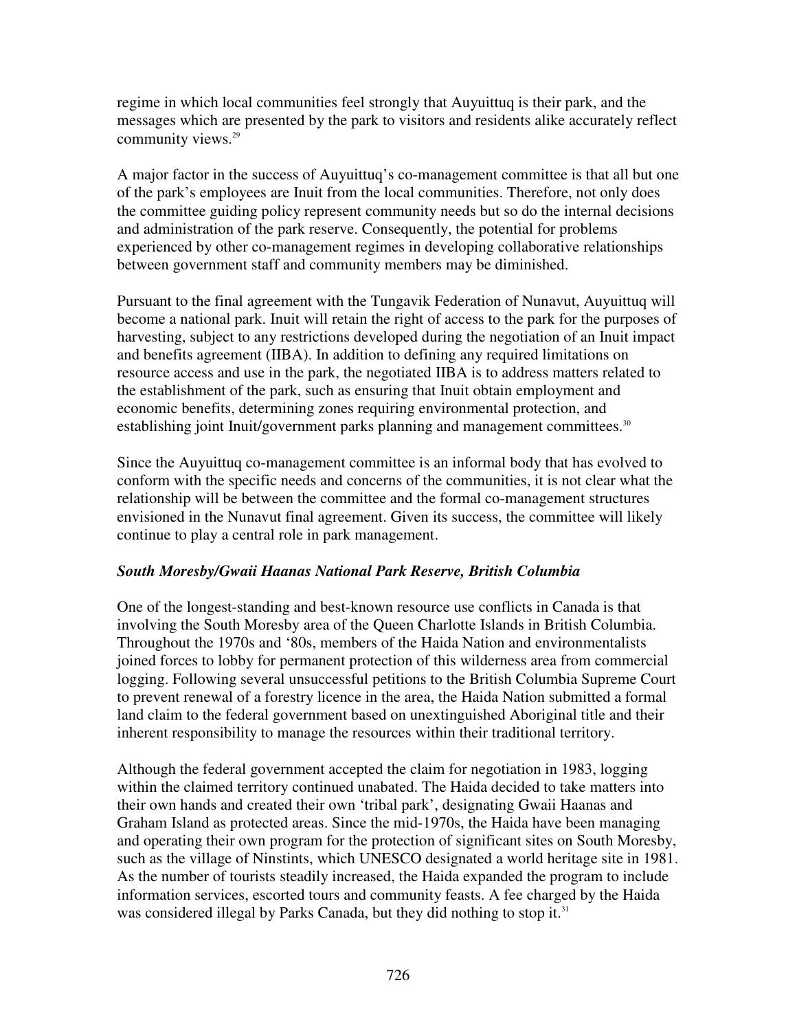regime in which local communities feel strongly that Auyuittuq is their park, and the messages which are presented by the park to visitors and residents alike accurately reflect community views.[29]

A major factor in the success of Auyuittuq's co-management committee is that all but one of the park's employees are Inuit from the local communities. Therefore, not only does the committee guiding policy represent community needs but so do the internal decisions and administration of the park reserve. Consequently, the potential for problems experienced by other co-management regimes in developing collaborative relationships between government staff and community members may be diminished.

Pursuant to the final agreement with the Tungavik Federation of Nunavut, Auyuittuq will become a national park. Inuit will retain the right of access to the park for the purposes of harvesting, subject to any restrictions developed during the negotiation of an Inuit impact and benefits agreement (IIBA). In addition to defining any required limitations on resource access and use in the park, the negotiated IIBA is to address matters related to the establishment of the park, such as ensuring that Inuit obtain employment and economic benefits, determining zones requiring environmental protection, and establishing joint Inuit/government parks planning and management committees.[30]

Since the Auyuittuq co-management committee is an informal body that has evolved to conform with the specific needs and concerns of the communities, it is not clear what the relationship will be between the committee and the formal co-management structures envisioned in the Nunavut final agreement. Given its success, the committee will likely continue to play a central role in park management.

### *South Moresby/Gwaii Haanas National Park Reserve, British Columbia*

One of the longest-standing and best-known resource use conflicts in Canada is that involving the South Moresby area of the Queen Charlotte Islands in British Columbia. Throughout the 1970s and '80s, members of the Haida Nation and environmentalists joined forces to lobby for permanent protection of this wilderness area from commercial logging. Following several unsuccessful petitions to the British Columbia Supreme Court to prevent renewal of a forestry licence in the area, the Haida Nation submitted a formal land claim to the federal government based on unextinguished Aboriginal title and their inherent responsibility to manage the resources within their traditional territory.

Although the federal government accepted the claim for negotiation in 1983, logging within the claimed territory continued unabated. The Haida decided to take matters into their own hands and created their own 'tribal park', designating Gwaii Haanas and Graham Island as protected areas. Since the mid-1970s, the Haida have been managing and operating their own program for the protection of significant sites on South Moresby, such as the village of Ninstints, which UNESCO designated a world heritage site in 1981. As the number of tourists steadily increased, the Haida expanded the program to include information services, escorted tours and community feasts. A fee charged by the Haida was considered illegal by Parks Canada, but they did nothing to stop it.[31]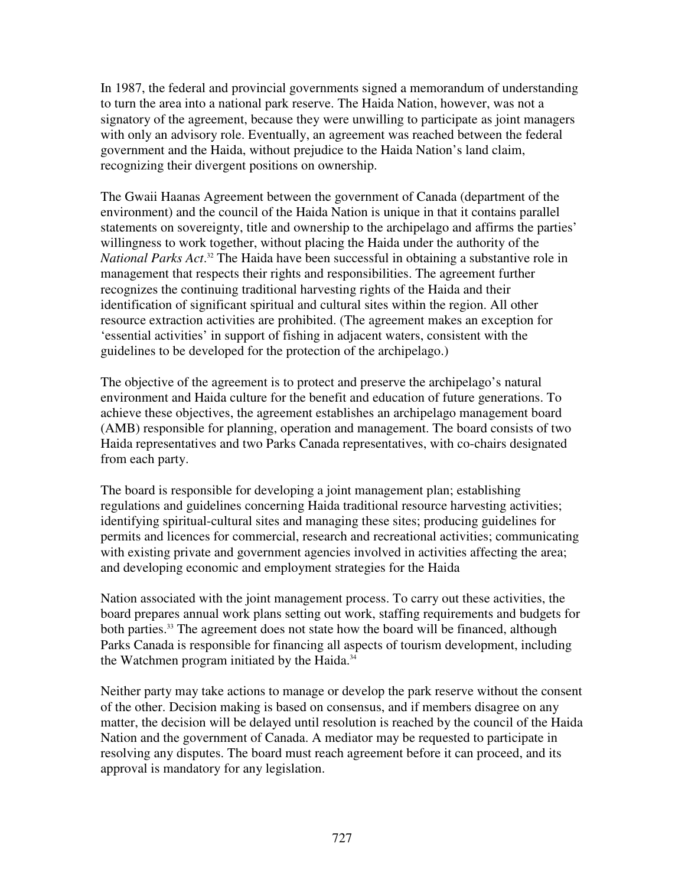In 1987, the federal and provincial governments signed a memorandum of understanding to turn the area into a national park reserve. The Haida Nation, however, was not a signatory of the agreement, because they were unwilling to participate as joint managers with only an advisory role. Eventually, an agreement was reached between the federal government and the Haida, without prejudice to the Haida Nation's land claim, recognizing their divergent positions on ownership.

The Gwaii Haanas Agreement between the government of Canada (department of the environment) and the council of the Haida Nation is unique in that it contains parallel statements on sovereignty, title and ownership to the archipelago and affirms the parties' willingness to work together, without placing the Haida under the authority of the *National Parks Act*.[32] The Haida have been successful in obtaining a substantive role in management that respects their rights and responsibilities. The agreement further recognizes the continuing traditional harvesting rights of the Haida and their identification of significant spiritual and cultural sites within the region. All other resource extraction activities are prohibited. (The agreement makes an exception for 'essential activities' in support of fishing in adjacent waters, consistent with the guidelines to be developed for the protection of the archipelago.)

The objective of the agreement is to protect and preserve the archipelago's natural environment and Haida culture for the benefit and education of future generations. To achieve these objectives, the agreement establishes an archipelago management board (AMB) responsible for planning, operation and management. The board consists of two Haida representatives and two Parks Canada representatives, with co-chairs designated from each party.

The board is responsible for developing a joint management plan; establishing regulations and guidelines concerning Haida traditional resource harvesting activities; identifying spiritual-cultural sites and managing these sites; producing guidelines for permits and licences for commercial, research and recreational activities; communicating with existing private and government agencies involved in activities affecting the area; and developing economic and employment strategies for the Haida Nation associated with the joint management process. To carry out these activities, the board prepares annual work plans setting out work, staffing requirements and budgets for both parties.[33] The agreement does not state how the board will be financed, although Parks Canada is responsible for financing all aspects of tourism development, including the Watchmen program initiated by the Haida.[34]

Neither party may take actions to manage or develop the park reserve without the consent of the other. Decision making is based on consensus, and if members disagree on any matter, the decision will be delayed until resolution is reached by the council of the Haida Nation and the government of Canada. A mediator may be requested to participate in resolving any disputes. The board must reach agreement before it can proceed, and its approval is mandatory for any legislation.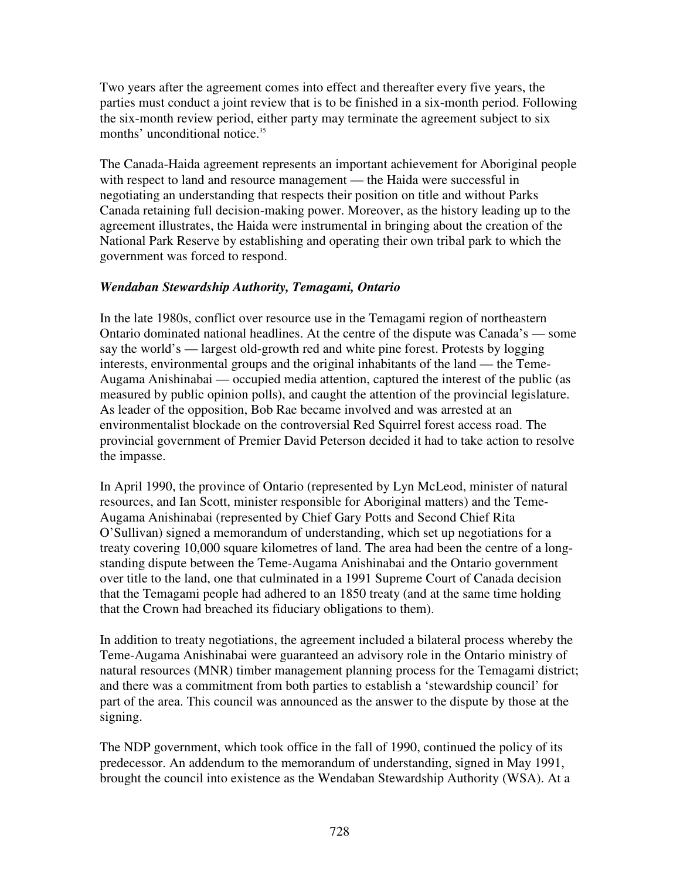Two years after the agreement comes into effect and thereafter every five years, the parties must conduct a joint review that is to be finished in a six-month period. Following the six-month review period, either party may terminate the agreement subject to six months' unconditional notice.[35]

The Canada-Haida agreement represents an important achievement for Aboriginal people with respect to land and resource management — the Haida were successful in negotiating an understanding that respects their position on title and without Parks Canada retaining full decision-making power. Moreover, as the history leading up to the agreement illustrates, the Haida were instrumental in bringing about the creation of the National Park Reserve by establishing and operating their own tribal park to which the government was forced to respond.

### *Wendaban Stewardship Authority, Temagami, Ontario*

In the late 1980s, conflict over resource use in the Temagami region of northeastern Ontario dominated national headlines. At the centre of the dispute was Canada's — some say the world's — largest old-growth red and white pine forest. Protests by logging interests, environmental groups and the original inhabitants of the land — the Teme-Augama Anishinabai — occupied media attention, captured the interest of the public (as measured by public opinion polls), and caught the attention of the provincial legislature. As leader of the opposition, Bob Rae became involved and was arrested at an environmentalist blockade on the controversial Red Squirrel forest access road. The provincial government of Premier David Peterson decided it had to take action to resolve the impasse.

In April 1990, the province of Ontario (represented by Lyn McLeod, minister of natural resources, and Ian Scott, minister responsible for Aboriginal matters) and the Teme-Augama Anishinabai (represented by Chief Gary Potts and Second Chief Rita O'Sullivan) signed a memorandum of understanding, which set up negotiations for a treaty covering 10,000 square kilometres of land. The area had been the centre of a long-standing dispute between the Teme-Augama Anishinabai and the Ontario government over title to the land, one that culminated in a 1991 Supreme Court of Canada decision that the Temagami people had adhered to an 1850 treaty (and at the same time holding that the Crown had breached its fiduciary obligations to them).

In addition to treaty negotiations, the agreement included a bilateral process whereby the Teme-Augama Anishinabai were guaranteed an advisory role in the Ontario ministry of natural resources (MNR) timber management planning process for the Temagami district; and there was a commitment from both parties to establish a 'stewardship council' for part of the area. This council was announced as the answer to the dispute by those at the signing.

The NDP government, which took office in the fall of 1990, continued the policy of its predecessor. An addendum to the memorandum of understanding, signed in May 1991, brought the council into existence as the Wendaban Stewardship Authority (WSA). At a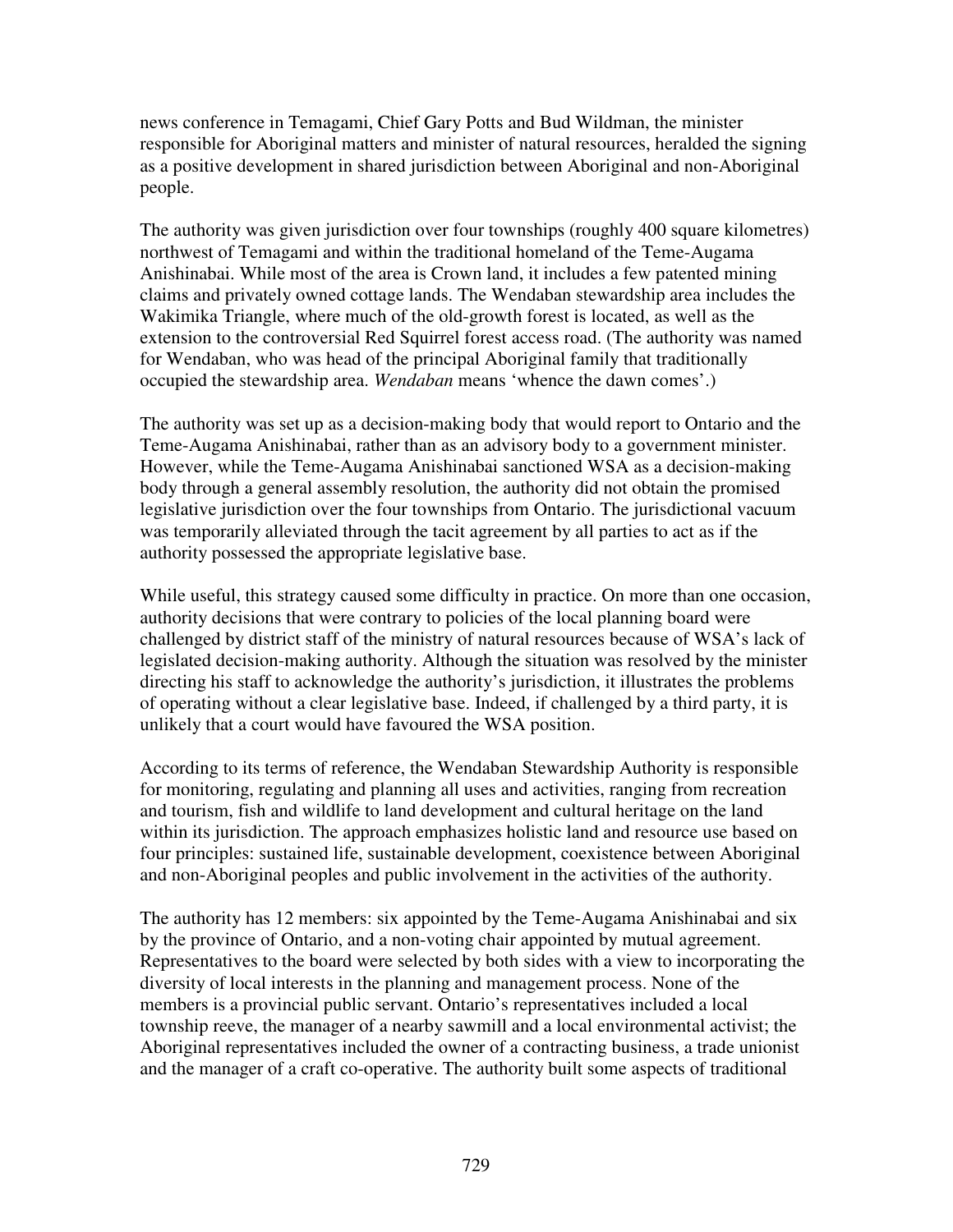news conference in Temagami, Chief Gary Potts and Bud Wildman, the minister responsible for Aboriginal matters and minister of natural resources, heralded the signing as a positive development in shared jurisdiction between Aboriginal and non-Aboriginal people.

The authority was given jurisdiction over four townships (roughly 400 square kilometres) northwest of Temagami and within the traditional homeland of the Teme-Augama Anishinabai. While most of the area is Crown land, it includes a few patented mining claims and privately owned cottage lands. The Wendaban stewardship area includes the Wakimika Triangle, where much of the old-growth forest is located, as well as the extension to the controversial Red Squirrel forest access road. (The authority was named for Wendaban, who was head of the principal Aboriginal family that traditionally occupied the stewardship area. *Wendaban* means 'whence the dawn comes'.)

The authority was set up as a decision-making body that would report to Ontario and the Teme-Augama Anishinabai, rather than as an advisory body to a government minister. However, while the Teme-Augama Anishinabai sanctioned WSA as a decision-making body through a general assembly resolution, the authority did not obtain the promised legislative jurisdiction over the four townships from Ontario. The jurisdictional vacuum was temporarily alleviated through the tacit agreement by all parties to act as if the authority possessed the appropriate legislative base.

While useful, this strategy caused some difficulty in practice. On more than one occasion, authority decisions that were contrary to policies of the local planning board were challenged by district staff of the ministry of natural resources because of WSA's lack of legislated decision-making authority. Although the situation was resolved by the minister directing his staff to acknowledge the authority's jurisdiction, it illustrates the problems of operating without a clear legislative base. Indeed, if challenged by a third party, it is unlikely that a court would have favoured the WSA position.

According to its terms of reference, the Wendaban Stewardship Authority is responsible for monitoring, regulating and planning all uses and activities, ranging from recreation and tourism, fish and wildlife to land development and cultural heritage on the land within its jurisdiction. The approach emphasizes holistic land and resource use based on four principles: sustained life, sustainable development, coexistence between Aboriginal and non-Aboriginal peoples and public involvement in the activities of the authority.

The authority has 12 members: six appointed by the Teme-Augama Anishinabai and six by the province of Ontario, and a non-voting chair appointed by mutual agreement. Representatives to the board were selected by both sides with a view to incorporating the diversity of local interests in the planning and management process. None of the members is a provincial public servant. Ontario's representatives included a local township reeve, the manager of a nearby sawmill and a local environmental activist; the Aboriginal representatives included the owner of a contracting business, a trade unionist and the manager of a craft co-operative. The authority built some aspects of traditional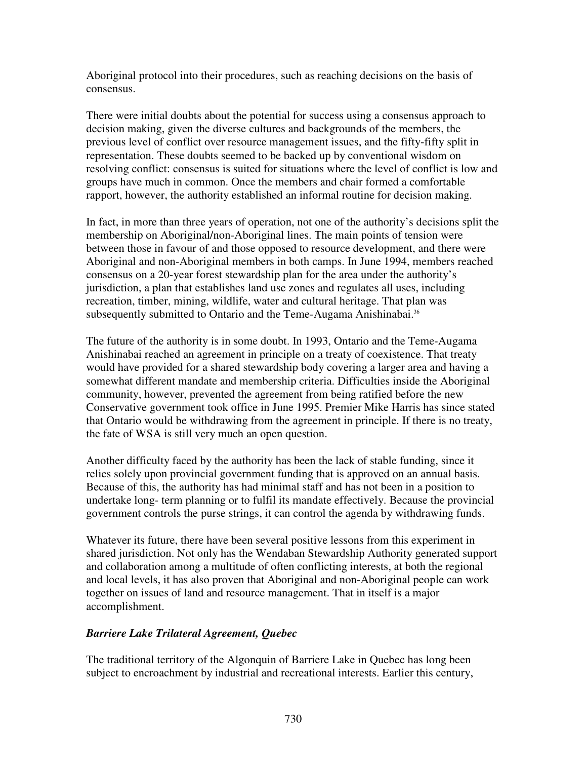Aboriginal protocol into their procedures, such as reaching decisions on the basis of consensus.

There were initial doubts about the potential for success using a consensus approach to decision making, given the diverse cultures and backgrounds of the members, the previous level of conflict over resource management issues, and the fifty-fifty split in representation. These doubts seemed to be backed up by conventional wisdom on resolving conflict: consensus is suited for situations where the level of conflict is low and groups have much in common. Once the members and chair formed a comfortable rapport, however, the authority established an informal routine for decision making.

In fact, in more than three years of operation, not one of the authority's decisions split the membership on Aboriginal/non-Aboriginal lines. The main points of tension were between those in favour of and those opposed to resource development, and there were Aboriginal and non-Aboriginal members in both camps. In June 1994, members reached consensus on a 20-year forest stewardship plan for the area under the authority's jurisdiction, a plan that establishes land use zones and regulates all uses, including recreation, timber, mining, wildlife, water and cultural heritage. That plan was subsequently submitted to Ontario and the Teme-Augama Anishinabai.[36]

The future of the authority is in some doubt. In 1993, Ontario and the Teme-Augama Anishinabai reached an agreement in principle on a treaty of coexistence. That treaty would have provided for a shared stewardship body covering a larger area and having a somewhat different mandate and membership criteria. Difficulties inside the Aboriginal community, however, prevented the agreement from being ratified before the new Conservative government took office in June 1995. Premier Mike Harris has since stated that Ontario would be withdrawing from the agreement in principle. If there is no treaty, the fate of WSA is still very much an open question.

Another difficulty faced by the authority has been the lack of stable funding, since it relies solely upon provincial government funding that is approved on an annual basis. Because of this, the authority has had minimal staff and has not been in a position to undertake long- term planning or to fulfil its mandate effectively. Because the provincial government controls the purse strings, it can control the agenda by withdrawing funds.

Whatever its future, there have been several positive lessons from this experiment in shared jurisdiction. Not only has the Wendaban Stewardship Authority generated support and collaboration among a multitude of often conflicting interests, at both the regional and local levels, it has also proven that Aboriginal and non-Aboriginal people can work together on issues of land and resource management. That in itself is a major accomplishment.

### *Barriere Lake Trilateral Agreement, Quebec*

The traditional territory of the Algonquin of Barriere Lake in Quebec has long been subject to encroachment by industrial and recreational interests. Earlier this century,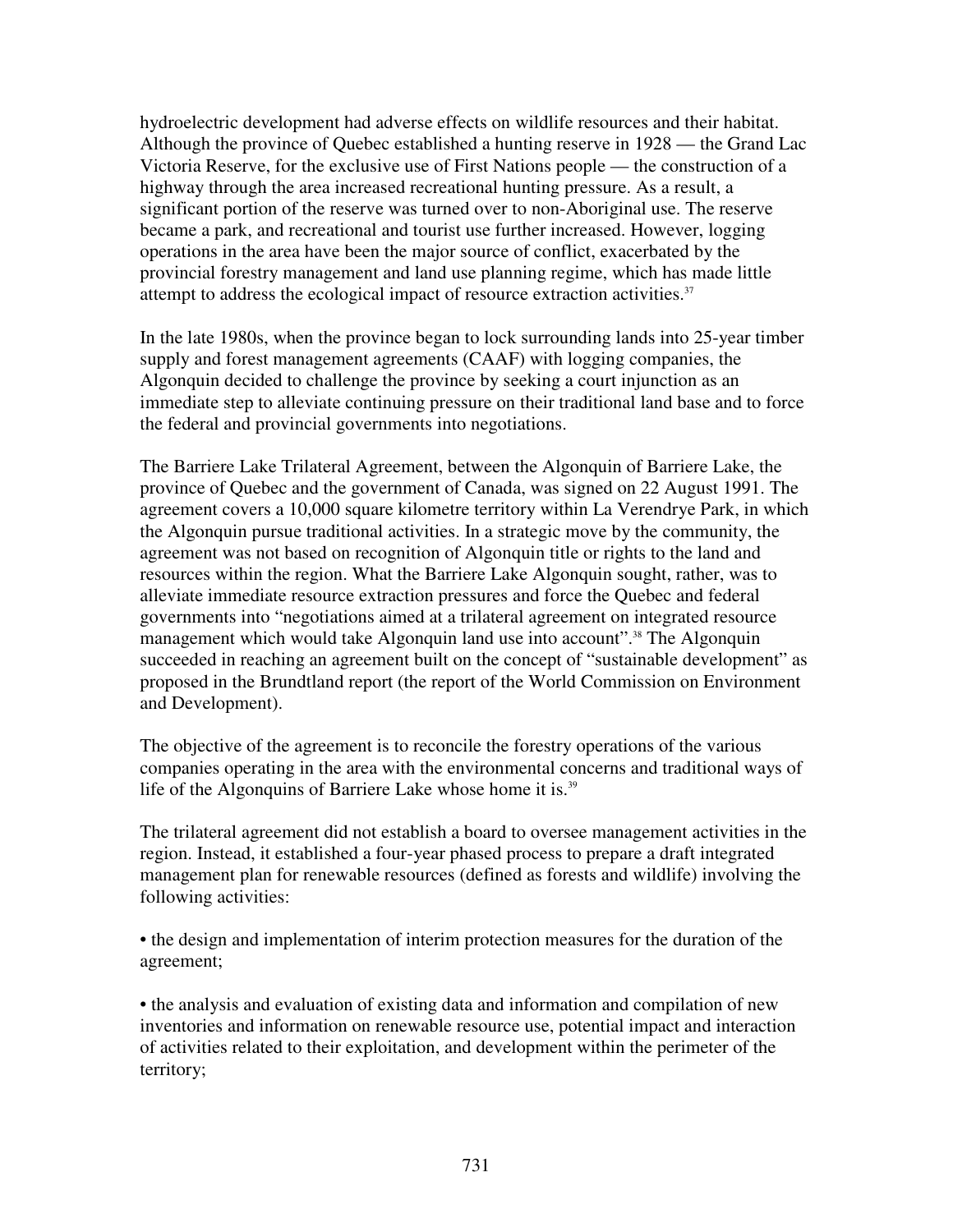hydroelectric development had adverse effects on wildlife resources and their habitat. Although the province of Quebec established a hunting reserve in 1928 — the Grand Lac Victoria Reserve, for the exclusive use of First Nations people — the construction of a highway through the area increased recreational hunting pressure. As a result, a significant portion of the reserve was turned over to non-Aboriginal use. The reserve became a park, and recreational and tourist use further increased. However, logging operations in the area have been the major source of conflict, exacerbated by the provincial forestry management and land use planning regime, which has made little attempt to address the ecological impact of resource extraction activities.[37]

In the late 1980s, when the province began to lock surrounding lands into 25-year timber supply and forest management agreements (CAAF) with logging companies, the Algonquin decided to challenge the province by seeking a court injunction as an immediate step to alleviate continuing pressure on their traditional land base and to force the federal and provincial governments into negotiations.

The Barriere Lake Trilateral Agreement, between the Algonquin of Barriere Lake, the province of Quebec and the government of Canada, was signed on 22 August 1991. The agreement covers a 10,000 square kilometre territory within La Verendrye Park, in which the Algonquin pursue traditional activities. In a strategic move by the community, the agreement was not based on recognition of Algonquin title or rights to the land and resources within the region. What the Barriere Lake Algonquin sought, rather, was to alleviate immediate resource extraction pressures and force the Quebec and federal governments into "negotiations aimed at a trilateral agreement on integrated resource management which would take Algonquin land use into account".[38] The Algonquin succeeded in reaching an agreement built on the concept of "sustainable development" as proposed in the Brundtland report (the report of the World Commission on Environment and Development).

The objective of the agreement is to reconcile the forestry operations of the various companies operating in the area with the environmental concerns and traditional ways of life of the Algonquins of Barriere Lake whose home it is.[39]

The trilateral agreement did not establish a board to oversee management activities in the region. Instead, it established a four-year phased process to prepare a draft integrated management plan for renewable resources (defined as forests and wildlife) involving the following activities:

- the design and implementation of interim protection measures for the duration of the agreement;

- the analysis and evaluation of existing data and information and compilation of new inventories and information on renewable resource use, potential impact and interaction of activities related to their exploitation, and development within the perimeter of the territory;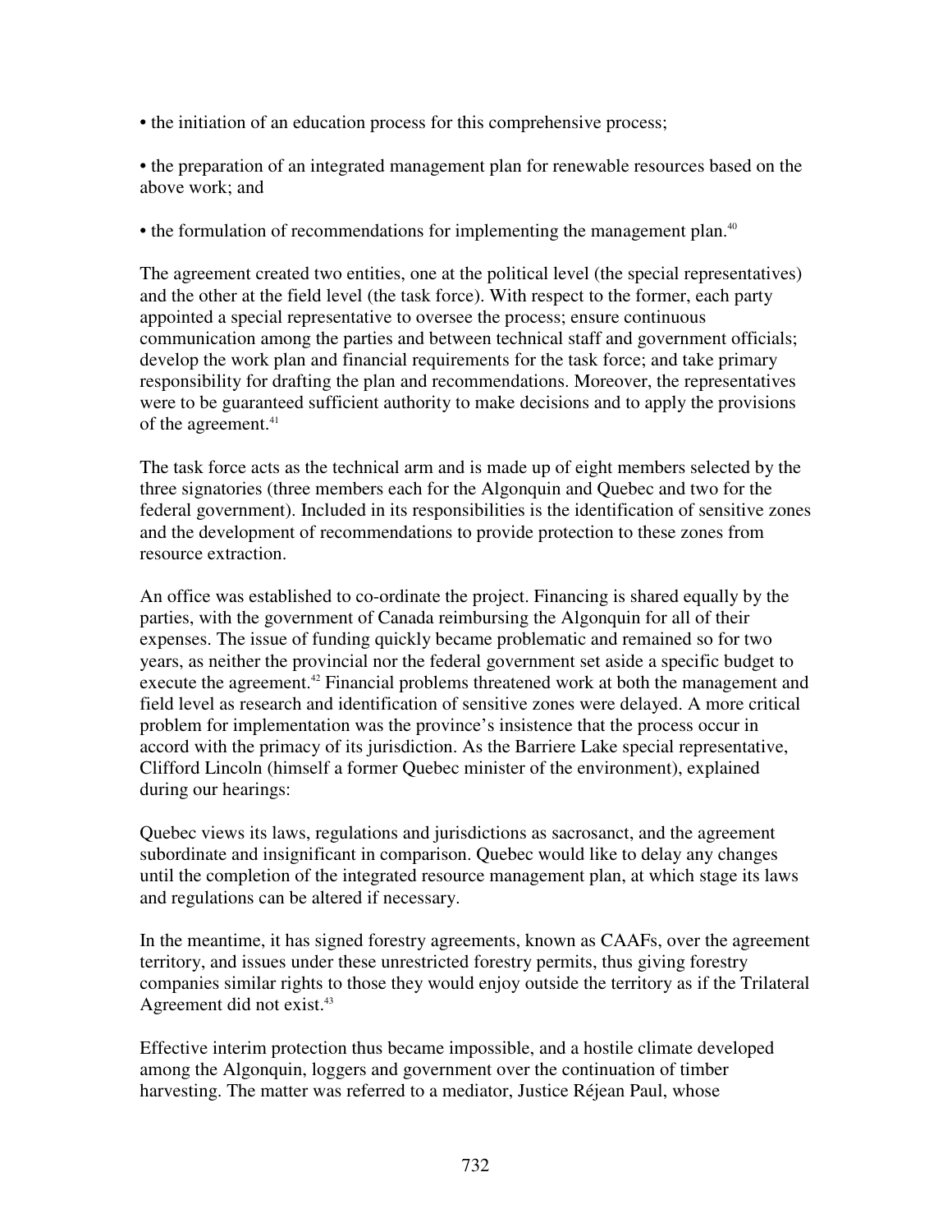• the initiation of an education process for this comprehensive process;

• the preparation of an integrated management plan for renewable resources based on the above work; and

• the formulation of recommendations for implementing the management plan.[40]

The agreement created two entities, one at the political level (the special representatives) and the other at the field level (the task force). With respect to the former, each party appointed a special representative to oversee the process; ensure continuous communication among the parties and between technical staff and government officials; develop the work plan and financial requirements for the task force; and take primary responsibility for drafting the plan and recommendations. Moreover, the representatives were to be guaranteed sufficient authority to make decisions and to apply the provisions of the agreement.[41]

The task force acts as the technical arm and is made up of eight members selected by the three signatories (three members each for the Algonquin and Quebec and two for the federal government). Included in its responsibilities is the identification of sensitive zones and the development of recommendations to provide protection to these zones from resource extraction.

An office was established to co-ordinate the project. Financing is shared equally by the parties, with the government of Canada reimbursing the Algonquin for all of their expenses. The issue of funding quickly became problematic and remained so for two years, as neither the provincial nor the federal government set aside a specific budget to execute the agreement.[42] Financial problems threatened work at both the management and field level as research and identification of sensitive zones were delayed. A more critical problem for implementation was the province's insistence that the process occur in accord with the primacy of its jurisdiction. As the Barriere Lake special representative, Clifford Lincoln (himself a former Quebec minister of the environment), explained during our hearings:

Quebec views its laws, regulations and jurisdictions as sacrosanct, and the agreement subordinate and insignificant in comparison. Quebec would like to delay any changes until the completion of the integrated resource management plan, at which stage its laws and regulations can be altered if necessary.

In the meantime, it has signed forestry agreements, known as CAAFs, over the agreement territory, and issues under these unrestricted forestry permits, thus giving forestry companies similar rights to those they would enjoy outside the territory as if the Trilateral Agreement did not exist.[43]

Effective interim protection thus became impossible, and a hostile climate developed among the Algonquin, loggers and government over the continuation of timber harvesting. The matter was referred to a mediator, Justice Réjean Paul, whose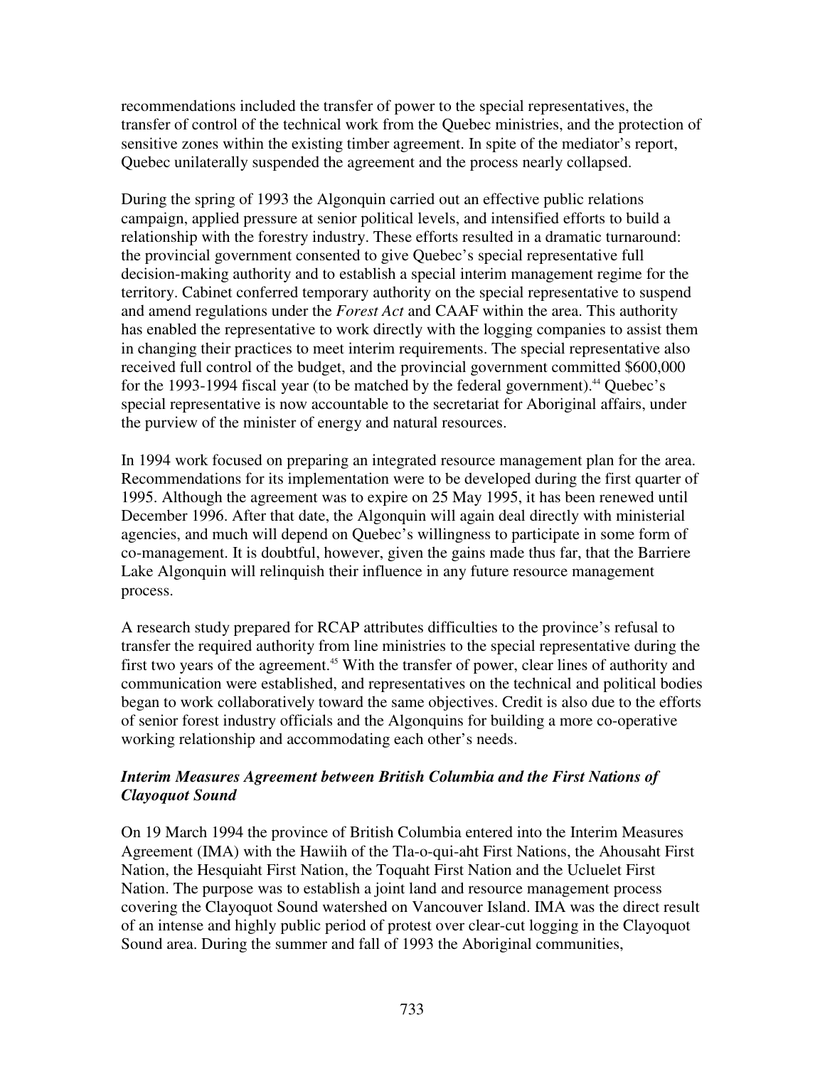recommendations included the transfer of power to the special representatives, the transfer of control of the technical work from the Quebec ministries, and the protection of sensitive zones within the existing timber agreement. In spite of the mediator's report, Quebec unilaterally suspended the agreement and the process nearly collapsed.

During the spring of 1993 the Algonquin carried out an effective public relations campaign, applied pressure at senior political levels, and intensified efforts to build a relationship with the forestry industry. These efforts resulted in a dramatic turnaround: the provincial government consented to give Quebec's special representative full decision-making authority and to establish a special interim management regime for the territory. Cabinet conferred temporary authority on the special representative to suspend and amend regulations under the *Forest Act* and CAAF within the area. This authority has enabled the representative to work directly with the logging companies to assist them in changing their practices to meet interim requirements. The special representative also received full control of the budget, and the provincial government committed $600,000 for the 1993-1994 fiscal year (to be matched by the federal government).[44] Quebec's special representative is now accountable to the secretariat for Aboriginal affairs, under the purview of the minister of energy and natural resources.

In 1994 work focused on preparing an integrated resource management plan for the area. Recommendations for its implementation were to be developed during the first quarter of 1995. Although the agreement was to expire on 25 May 1995, it has been renewed until December 1996. After that date, the Algonquin will again deal directly with ministerial agencies, and much will depend on Quebec's willingness to participate in some form of co-management. It is doubtful, however, given the gains made thus far, that the Barriere Lake Algonquin will relinquish their influence in any future resource management process.

A research study prepared for RCAP attributes difficulties to the province's refusal to transfer the required authority from line ministries to the special representative during the first two years of the agreement.[45] With the transfer of power, clear lines of authority and communication were established, and representatives on the technical and political bodies began to work collaboratively toward the same objectives. Credit is also due to the efforts of senior forest industry officials and the Algonquins for building a more co-operative working relationship and accommodating each other's needs.

### *Interim Measures Agreement between British Columbia and the First Nations of Clayoquot Sound*

On 19 March 1994 the province of British Columbia entered into the Interim Measures Agreement (IMA) with the Hawiih of the Tla-o-qui-aht First Nations, the Ahousaht First Nation, the Hesquiaht First Nation, the Toquaht First Nation and the Ucluelet First Nation. The purpose was to establish a joint land and resource management process covering the Clayoquot Sound watershed on Vancouver Island. IMA was the direct result of an intense and highly public period of protest over clear-cut logging in the Clayoquot Sound area. During the summer and fall of 1993 the Aboriginal communities,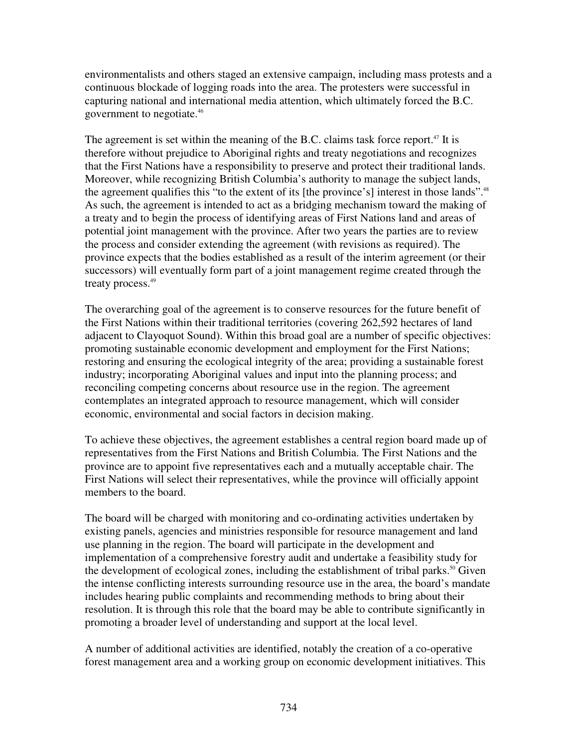environmentalists and others staged an extensive campaign, including mass protests and a continuous blockade of logging roads into the area. The protesters were successful in capturing national and international media attention, which ultimately forced the B.C. government to negotiate.[46]

The agreement is set within the meaning of the B.C. claims task force report.[47] It is therefore without prejudice to Aboriginal rights and treaty negotiations and recognizes that the First Nations have a responsibility to preserve and protect their traditional lands. Moreover, while recognizing British Columbia's authority to manage the subject lands, the agreement qualifies this "to the extent of its [the province's] interest in those lands".[48] As such, the agreement is intended to act as a bridging mechanism toward the making of a treaty and to begin the process of identifying areas of First Nations land and areas of potential joint management with the province. After two years the parties are to review the process and consider extending the agreement (with revisions as required). The province expects that the bodies established as a result of the interim agreement (or their successors) will eventually form part of a joint management regime created through the treaty process.[49]

The overarching goal of the agreement is to conserve resources for the future benefit of the First Nations within their traditional territories (covering 262,592 hectares of land adjacent to Clayoquot Sound). Within this broad goal are a number of specific objectives: promoting sustainable economic development and employment for the First Nations; restoring and ensuring the ecological integrity of the area; providing a sustainable forest industry; incorporating Aboriginal values and input into the planning process; and reconciling competing concerns about resource use in the region. The agreement contemplates an integrated approach to resource management, which will consider economic, environmental and social factors in decision making.

To achieve these objectives, the agreement establishes a central region board made up of representatives from the First Nations and British Columbia. The First Nations and the province are to appoint five representatives each and a mutually acceptable chair. The First Nations will select their representatives, while the province will officially appoint members to the board.

The board will be charged with monitoring and co-ordinating activities undertaken by existing panels, agencies and ministries responsible for resource management and land use planning in the region. The board will participate in the development and implementation of a comprehensive forestry audit and undertake a feasibility study for the development of ecological zones, including the establishment of tribal parks.[50] Given the intense conflicting interests surrounding resource use in the area, the board's mandate includes hearing public complaints and recommending methods to bring about their resolution. It is through this role that the board may be able to contribute significantly in promoting a broader level of understanding and support at the local level.

A number of additional activities are identified, notably the creation of a co-operative forest management area and a working group on economic development initiatives. This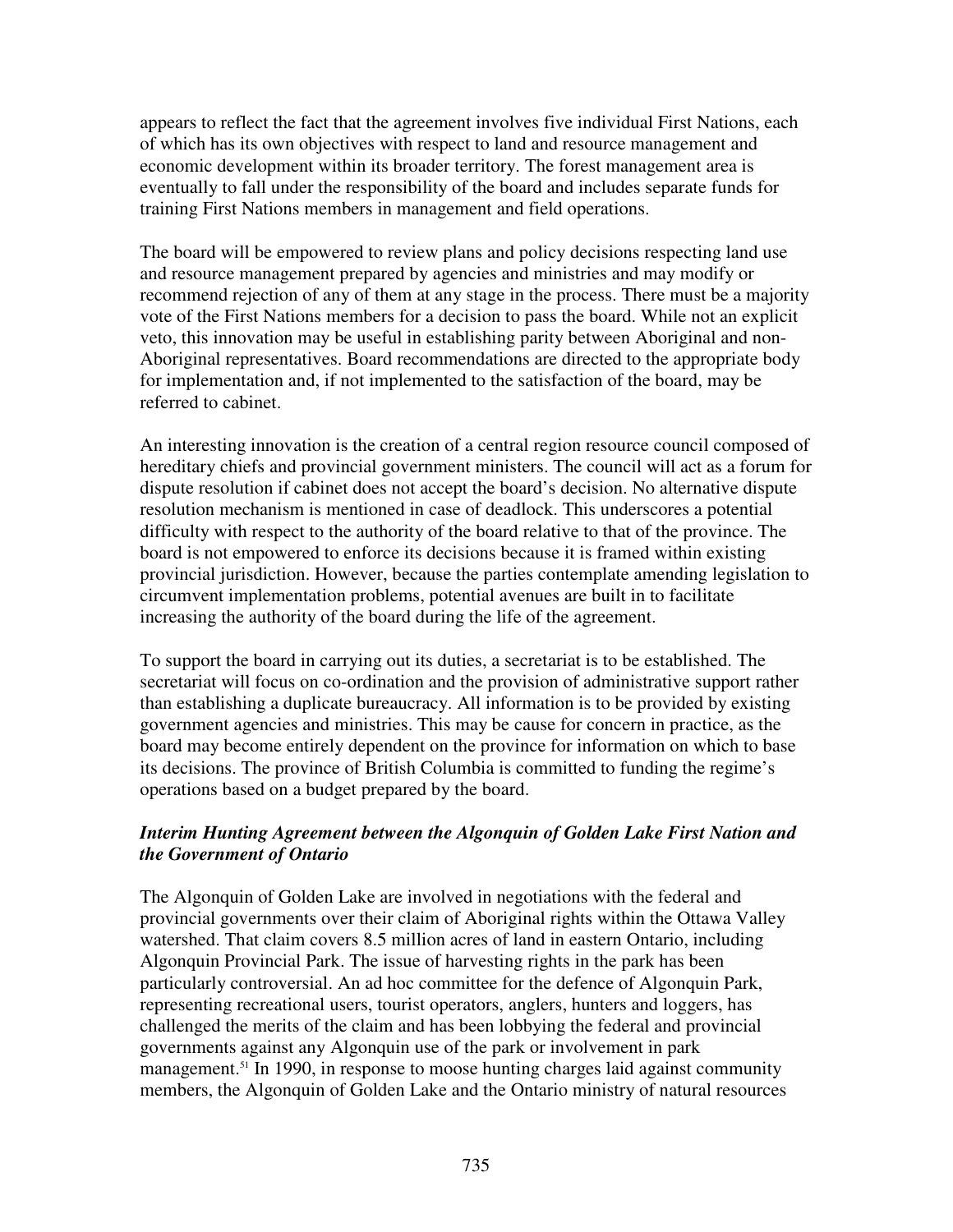appears to reflect the fact that the agreement involves five individual First Nations, each of which has its own objectives with respect to land and resource management and economic development within its broader territory. The forest management area is eventually to fall under the responsibility of the board and includes separate funds for training First Nations members in management and field operations.

The board will be empowered to review plans and policy decisions respecting land use and resource management prepared by agencies and ministries and may modify or recommend rejection of any of them at any stage in the process. There must be a majority vote of the First Nations members for a decision to pass the board. While not an explicit veto, this innovation may be useful in establishing parity between Aboriginal and non-Aboriginal representatives. Board recommendations are directed to the appropriate body for implementation and, if not implemented to the satisfaction of the board, may be referred to cabinet.

An interesting innovation is the creation of a central region resource council composed of hereditary chiefs and provincial government ministers. The council will act as a forum for dispute resolution if cabinet does not accept the board's decision. No alternative dispute resolution mechanism is mentioned in case of deadlock. This underscores a potential difficulty with respect to the authority of the board relative to that of the province. The board is not empowered to enforce its decisions because it is framed within existing provincial jurisdiction. However, because the parties contemplate amending legislation to circumvent implementation problems, potential avenues are built in to facilitate increasing the authority of the board during the life of the agreement.

To support the board in carrying out its duties, a secretariat is to be established. The secretariat will focus on co-ordination and the provision of administrative support rather than establishing a duplicate bureaucracy. All information is to be provided by existing government agencies and ministries. This may be cause for concern in practice, as the board may become entirely dependent on the province for information on which to base its decisions. The province of British Columbia is committed to funding the regime's operations based on a budget prepared by the board.

### *Interim Hunting Agreement between the Algonquin of Golden Lake First Nation and the Government of Ontario*

The Algonquin of Golden Lake are involved in negotiations with the federal and provincial governments over their claim of Aboriginal rights within the Ottawa Valley watershed. That claim covers 8.5 million acres of land in eastern Ontario, including Algonquin Provincial Park. The issue of harvesting rights in the park has been particularly controversial. An ad hoc committee for the defence of Algonquin Park, representing recreational users, tourist operators, anglers, hunters and loggers, has challenged the merits of the claim and has been lobbying the federal and provincial governments against any Algonquin use of the park or involvement in park management.[51] In 1990, in response to moose hunting charges laid against community members, the Algonquin of Golden Lake and the Ontario ministry of natural resources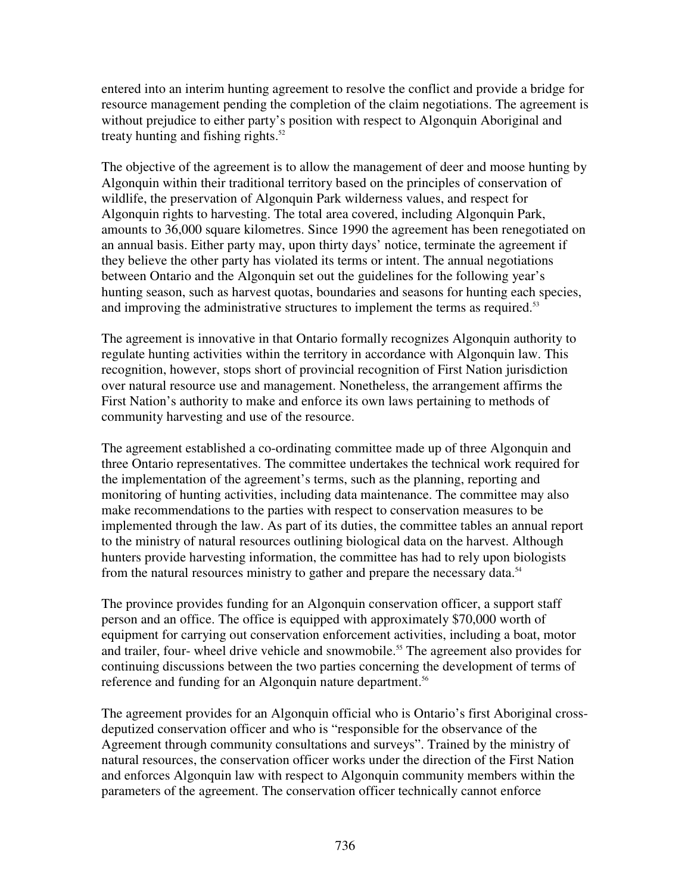entered into an interim hunting agreement to resolve the conflict and provide a bridge for resource management pending the completion of the claim negotiations. The agreement is without prejudice to either party's position with respect to Algonquin Aboriginal and treaty hunting and fishing rights.[52]

The objective of the agreement is to allow the management of deer and moose hunting by Algonquin within their traditional territory based on the principles of conservation of wildlife, the preservation of Algonquin Park wilderness values, and respect for Algonquin rights to harvesting. The total area covered, including Algonquin Park, amounts to 36,000 square kilometres. Since 1990 the agreement has been renegotiated on an annual basis. Either party may, upon thirty days' notice, terminate the agreement if they believe the other party has violated its terms or intent. The annual negotiations between Ontario and the Algonquin set out the guidelines for the following year's hunting season, such as harvest quotas, boundaries and seasons for hunting each species, and improving the administrative structures to implement the terms as required.[53]

The agreement is innovative in that Ontario formally recognizes Algonquin authority to regulate hunting activities within the territory in accordance with Algonquin law. This recognition, however, stops short of provincial recognition of First Nation jurisdiction over natural resource use and management. Nonetheless, the arrangement affirms the First Nation's authority to make and enforce its own laws pertaining to methods of community harvesting and use of the resource.

The agreement established a co-ordinating committee made up of three Algonquin and three Ontario representatives. The committee undertakes the technical work required for the implementation of the agreement's terms, such as the planning, reporting and monitoring of hunting activities, including data maintenance. The committee may also make recommendations to the parties with respect to conservation measures to be implemented through the law. As part of its duties, the committee tables an annual report to the ministry of natural resources outlining biological data on the harvest. Although hunters provide harvesting information, the committee has had to rely upon biologists from the natural resources ministry to gather and prepare the necessary data.[54]

The province provides funding for an Algonquin conservation officer, a support staff person and an office. The office is equipped with approximately $70,000 worth of equipment for carrying out conservation enforcement activities, including a boat, motor and trailer, four- wheel drive vehicle and snowmobile.[55] The agreement also provides for continuing discussions between the two parties concerning the development of terms of reference and funding for an Algonquin nature department.[56]

The agreement provides for an Algonquin official who is Ontario's first Aboriginal cross-deputized conservation officer and who is "responsible for the observance of the Agreement through community consultations and surveys". Trained by the ministry of natural resources, the conservation officer works under the direction of the First Nation and enforces Algonquin law with respect to Algonquin community members within the parameters of the agreement. The conservation officer technically cannot enforce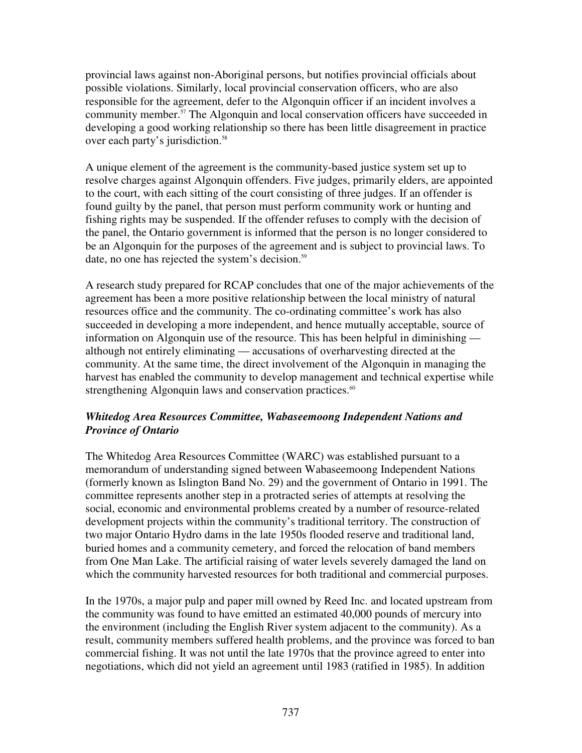provincial laws against non-Aboriginal persons, but notifies provincial officials about possible violations. Similarly, local provincial conservation officers, who are also responsible for the agreement, defer to the Algonquin officer if an incident involves a community member.[57] The Algonquin and local conservation officers have succeeded in developing a good working relationship so there has been little disagreement in practice over each party's jurisdiction.[58]

A unique element of the agreement is the community-based justice system set up to resolve charges against Algonquin offenders. Five judges, primarily elders, are appointed to the court, with each sitting of the court consisting of three judges. If an offender is found guilty by the panel, that person must perform community work or hunting and fishing rights may be suspended. If the offender refuses to comply with the decision of the panel, the Ontario government is informed that the person is no longer considered to be an Algonquin for the purposes of the agreement and is subject to provincial laws. To date, no one has rejected the system's decision.[59]

A research study prepared for RCAP concludes that one of the major achievements of the agreement has been a more positive relationship between the local ministry of natural resources office and the community. The co-ordinating committee's work has also succeeded in developing a more independent, and hence mutually acceptable, source of information on Algonquin use of the resource. This has been helpful in diminishing — although not entirely eliminating — accusations of overharvesting directed at the community. At the same time, the direct involvement of the Algonquin in managing the harvest has enabled the community to develop management and technical expertise while strengthening Algonquin laws and conservation practices.[60]

### *Whitedog Area Resources Committee, Wabaseemoong Independent Nations and Province of Ontario*

The Whitedog Area Resources Committee (WARC) was established pursuant to a memorandum of understanding signed between Wabaseemoong Independent Nations (formerly known as Islington Band No. 29) and the government of Ontario in 1991. The committee represents another step in a protracted series of attempts at resolving the social, economic and environmental problems created by a number of resource-related development projects within the community's traditional territory. The construction of two major Ontario Hydro dams in the late 1950s flooded reserve and traditional land, buried homes and a community cemetery, and forced the relocation of band members from One Man Lake. The artificial raising of water levels severely damaged the land on which the community harvested resources for both traditional and commercial purposes.

In the 1970s, a major pulp and paper mill owned by Reed Inc. and located upstream from the community was found to have emitted an estimated 40,000 pounds of mercury into the environment (including the English River system adjacent to the community). As a result, community members suffered health problems, and the province was forced to ban commercial fishing. It was not until the late 1970s that the province agreed to enter into negotiations, which did not yield an agreement until 1983 (ratified in 1985). In addition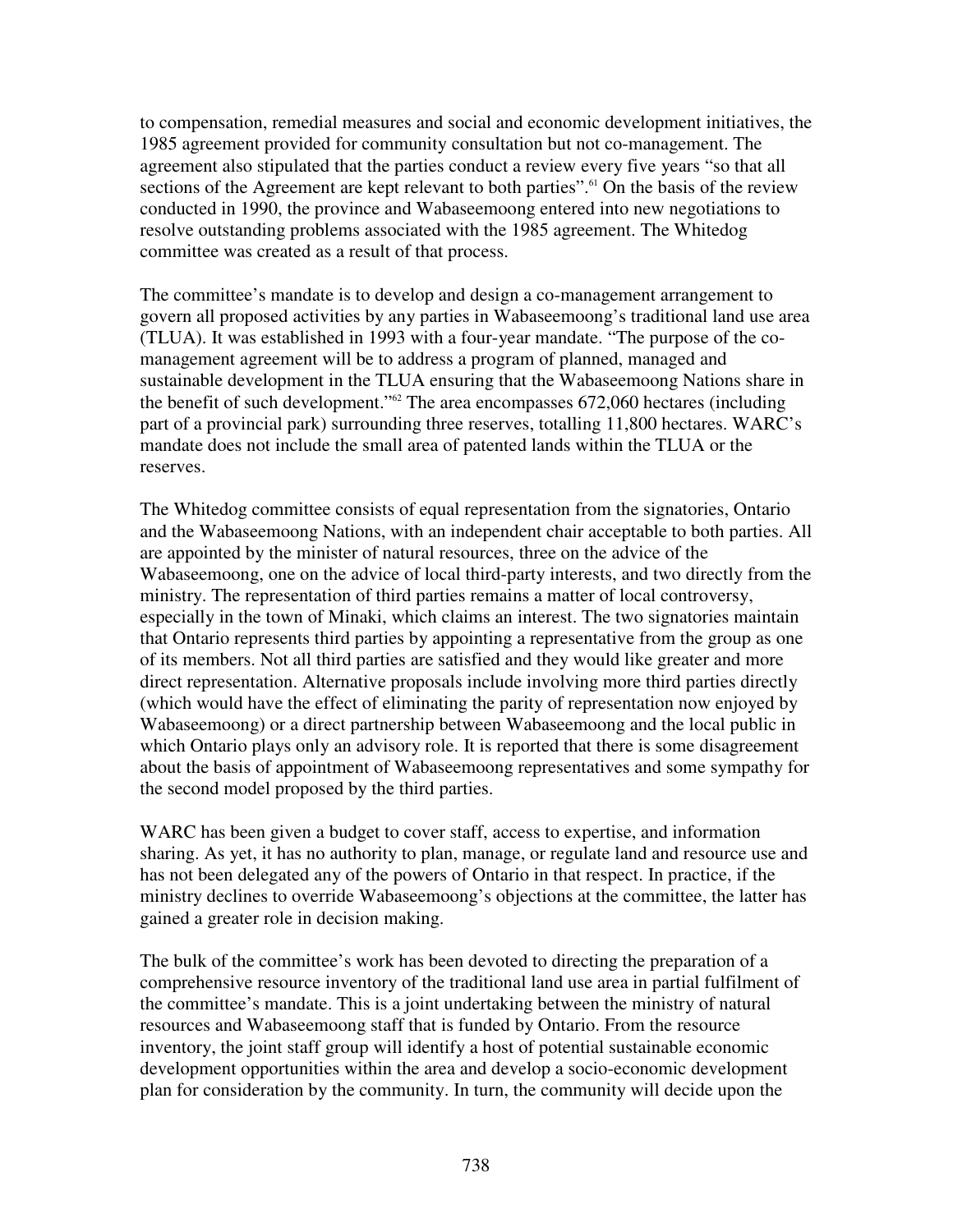to compensation, remedial measures and social and economic development initiatives, the 1985 agreement provided for community consultation but not co-management. The agreement also stipulated that the parties conduct a review every five years "so that all sections of the Agreement are kept relevant to both parties".[61] On the basis of the review conducted in 1990, the province and Wabaseemoong entered into new negotiations to resolve outstanding problems associated with the 1985 agreement. The Whitedog committee was created as a result of that process.

The committee's mandate is to develop and design a co-management arrangement to govern all proposed activities by any parties in Wabaseemoong's traditional land use area (TLUA). It was established in 1993 with a four-year mandate. "The purpose of the co-management agreement will be to address a program of planned, managed and sustainable development in the TLUA ensuring that the Wabaseemoong Nations share in the benefit of such development."[62] The area encompasses 672,060 hectares (including part of a provincial park) surrounding three reserves, totalling 11,800 hectares. WARC's mandate does not include the small area of patented lands within the TLUA or the reserves.

The Whitedog committee consists of equal representation from the signatories, Ontario and the Wabaseemoong Nations, with an independent chair acceptable to both parties. All are appointed by the minister of natural resources, three on the advice of the Wabaseemoong, one on the advice of local third-party interests, and two directly from the ministry. The representation of third parties remains a matter of local controversy, especially in the town of Minaki, which claims an interest. The two signatories maintain that Ontario represents third parties by appointing a representative from the group as one of its members. Not all third parties are satisfied and they would like greater and more direct representation. Alternative proposals include involving more third parties directly (which would have the effect of eliminating the parity of representation now enjoyed by Wabaseemoong) or a direct partnership between Wabaseemoong and the local public in which Ontario plays only an advisory role. It is reported that there is some disagreement about the basis of appointment of Wabaseemoong representatives and some sympathy for the second model proposed by the third parties.

WARC has been given a budget to cover staff, access to expertise, and information sharing. As yet, it has no authority to plan, manage, or regulate land and resource use and has not been delegated any of the powers of Ontario in that respect. In practice, if the ministry declines to override Wabaseemoong's objections at the committee, the latter has gained a greater role in decision making.

The bulk of the committee's work has been devoted to directing the preparation of a comprehensive resource inventory of the traditional land use area in partial fulfilment of the committee's mandate. This is a joint undertaking between the ministry of natural resources and Wabaseemoong staff that is funded by Ontario. From the resource inventory, the joint staff group will identify a host of potential sustainable economic development opportunities within the area and develop a socio-economic development plan for consideration by the community. In turn, the community will decide upon the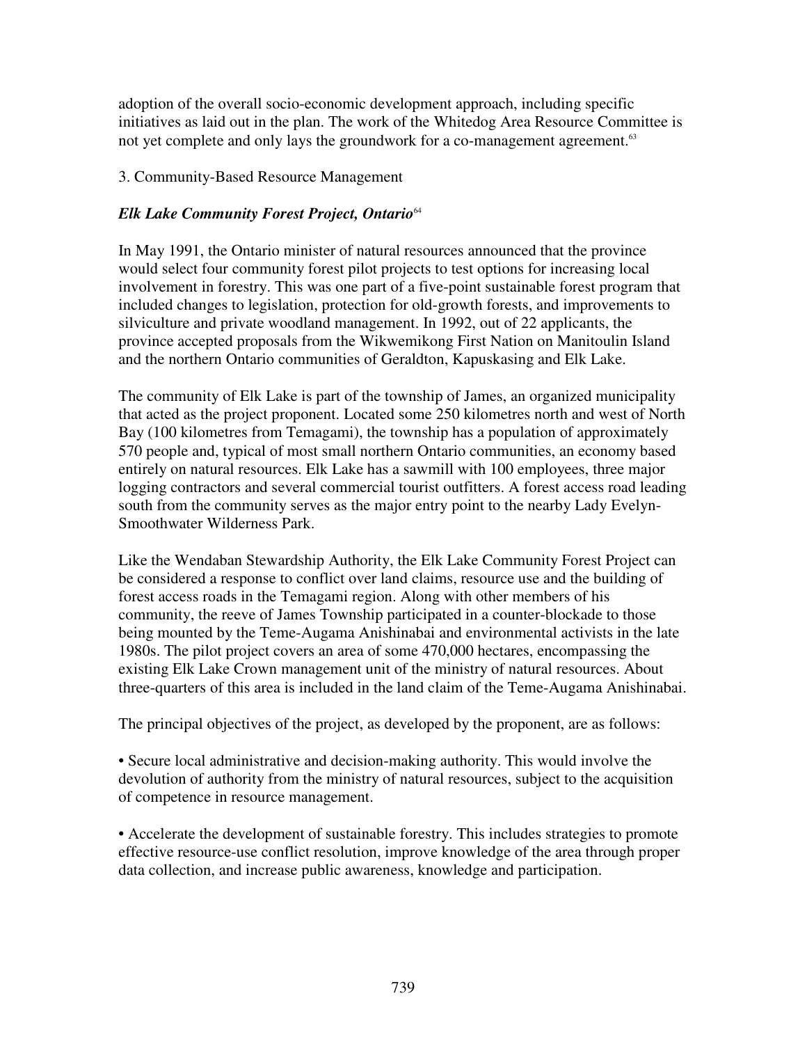adoption of the overall socio-economic development approach, including specific initiatives as laid out in the plan. The work of the Whitedog Area Resource Committee is not yet complete and only lays the groundwork for a co-management agreement.[63]

3. Community-Based Resource Management

### *Elk Lake Community Forest Project, Ontario*[64]

In May 1991, the Ontario minister of natural resources announced that the province would select four community forest pilot projects to test options for increasing local involvement in forestry. This was one part of a five-point sustainable forest program that included changes to legislation, protection for old-growth forests, and improvements to silviculture and private woodland management. In 1992, out of 22 applicants, the province accepted proposals from the Wikwemikong First Nation on Manitoulin Island and the northern Ontario communities of Geraldton, Kapuskasing and Elk Lake.

The community of Elk Lake is part of the township of James, an organized municipality that acted as the project proponent. Located some 250 kilometres north and west of North Bay (100 kilometres from Temagami), the township has a population of approximately 570 people and, typical of most small northern Ontario communities, an economy based entirely on natural resources. Elk Lake has a sawmill with 100 employees, three major logging contractors and several commercial tourist outfitters. A forest access road leading south from the community serves as the major entry point to the nearby Lady Evelyn-Smoothwater Wilderness Park.

Like the Wendaban Stewardship Authority, the Elk Lake Community Forest Project can be considered a response to conflict over land claims, resource use and the building of forest access roads in the Temagami region. Along with other members of his community, the reeve of James Township participated in a counter-blockade to those being mounted by the Teme-Augama Anishinabai and environmental activists in the late 1980s. The pilot project covers an area of some 470,000 hectares, encompassing the existing Elk Lake Crown management unit of the ministry of natural resources. About three-quarters of this area is included in the land claim of the Teme-Augama Anishinabai.

The principal objectives of the project, as developed by the proponent, are as follows:

- Secure local administrative and decision-making authority. This would involve the devolution of authority from the ministry of natural resources, subject to the acquisition of competence in resource management.

- Accelerate the development of sustainable forestry. This includes strategies to promote effective resource-use conflict resolution, improve knowledge of the area through proper data collection, and increase public awareness, knowledge and participation.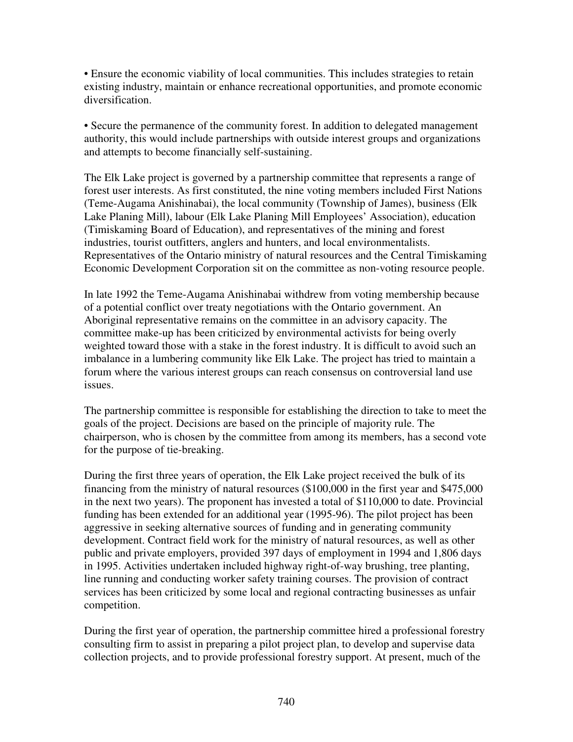- Ensure the economic viability of local communities. This includes strategies to retain existing industry, maintain or enhance recreational opportunities, and promote economic diversification.

- Secure the permanence of the community forest. In addition to delegated management authority, this would include partnerships with outside interest groups and organizations and attempts to become financially self-sustaining.

The Elk Lake project is governed by a partnership committee that represents a range of forest user interests. As first constituted, the nine voting members included First Nations (Teme-Augama Anishinabai), the local community (Township of James), business (Elk Lake Planing Mill), labour (Elk Lake Planing Mill Employees' Association), education (Timiskaming Board of Education), and representatives of the mining and forest industries, tourist outfitters, anglers and hunters, and local environmentalists. Representatives of the Ontario ministry of natural resources and the Central Timiskaming Economic Development Corporation sit on the committee as non-voting resource people.

In late 1992 the Teme-Augama Anishinabai withdrew from voting membership because of a potential conflict over treaty negotiations with the Ontario government. An Aboriginal representative remains on the committee in an advisory capacity. The committee make-up has been criticized by environmental activists for being overly weighted toward those with a stake in the forest industry. It is difficult to avoid such an imbalance in a lumbering community like Elk Lake. The project has tried to maintain a forum where the various interest groups can reach consensus on controversial land use issues.

The partnership committee is responsible for establishing the direction to take to meet the goals of the project. Decisions are based on the principle of majority rule. The chairperson, who is chosen by the committee from among its members, has a second vote for the purpose of tie-breaking.

During the first three years of operation, the Elk Lake project received the bulk of its financing from the ministry of natural resources ($100,000 in the first year and $475,000 in the next two years). The proponent has invested a total of $110,000 to date. Provincial funding has been extended for an additional year (1995-96). The pilot project has been aggressive in seeking alternative sources of funding and in generating community development. Contract field work for the ministry of natural resources, as well as other public and private employers, provided 397 days of employment in 1994 and 1,806 days in 1995. Activities undertaken included highway right-of-way brushing, tree planting, line running and conducting worker safety training courses. The provision of contract services has been criticized by some local and regional contracting businesses as unfair competition.

During the first year of operation, the partnership committee hired a professional forestry consulting firm to assist in preparing a pilot project plan, to develop and supervise data collection projects, and to provide professional forestry support. At present, much of the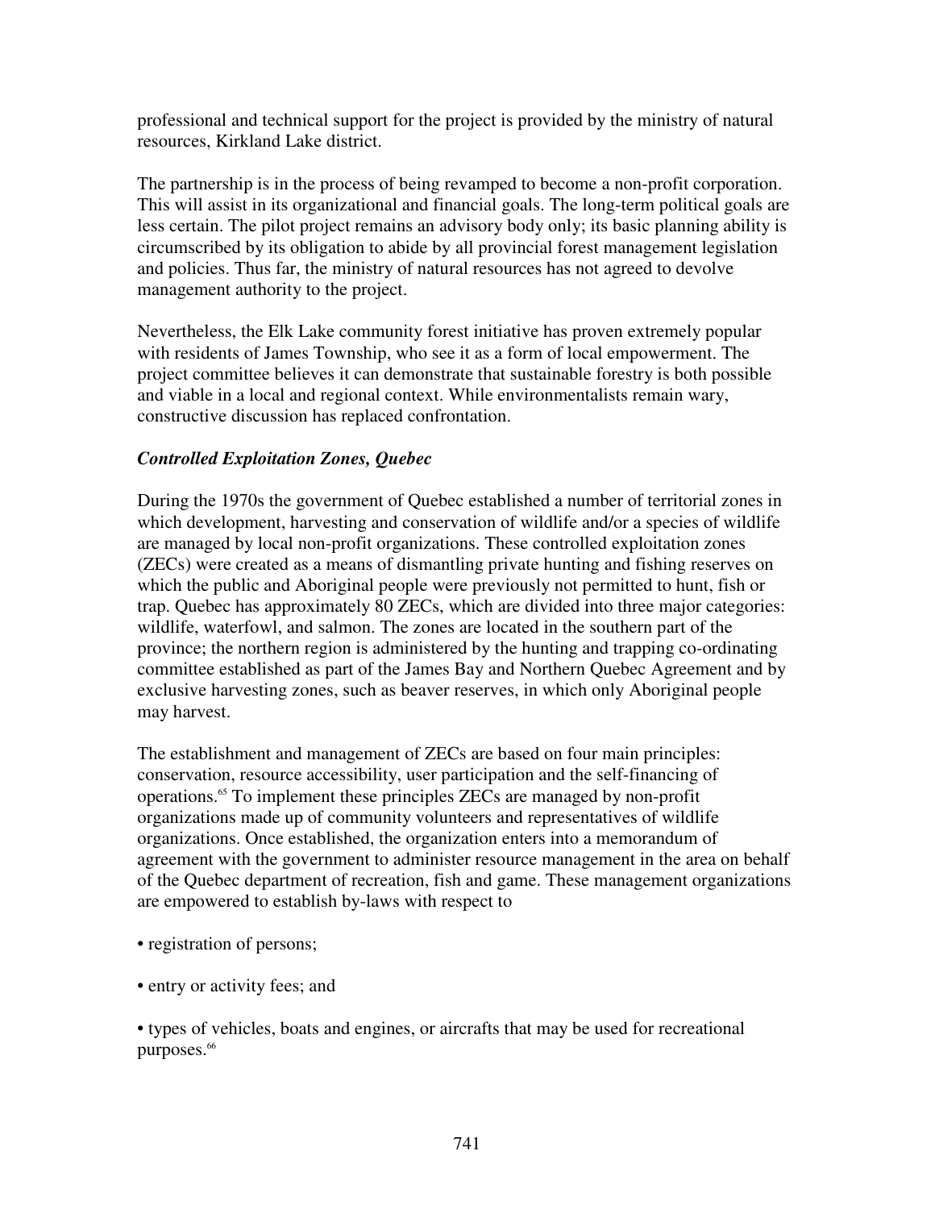professional and technical support for the project is provided by the ministry of natural resources, Kirkland Lake district.

The partnership is in the process of being revamped to become a non-profit corporation. This will assist in its organizational and financial goals. The long-term political goals are less certain. The pilot project remains an advisory body only; its basic planning ability is circumscribed by its obligation to abide by all provincial forest management legislation and policies. Thus far, the ministry of natural resources has not agreed to devolve management authority to the project.

Nevertheless, the Elk Lake community forest initiative has proven extremely popular with residents of James Township, who see it as a form of local empowerment. The project committee believes it can demonstrate that sustainable forestry is both possible and viable in a local and regional context. While environmentalists remain wary, constructive discussion has replaced confrontation.

### *Controlled Exploitation Zones, Quebec*

During the 1970s the government of Quebec established a number of territorial zones in which development, harvesting and conservation of wildlife and/or a species of wildlife are managed by local non-profit organizations. These controlled exploitation zones (ZECs) were created as a means of dismantling private hunting and fishing reserves on which the public and Aboriginal people were previously not permitted to hunt, fish or trap. Quebec has approximately 80 ZECs, which are divided into three major categories: wildlife, waterfowl, and salmon. The zones are located in the southern part of the province; the northern region is administered by the hunting and trapping co-ordinating committee established as part of the James Bay and Northern Quebec Agreement and by exclusive harvesting zones, such as beaver reserves, in which only Aboriginal people may harvest.

The establishment and management of ZECs are based on four main principles: conservation, resource accessibility, user participation and the self-financing of operations.[65] To implement these principles ZECs are managed by non-profit organizations made up of community volunteers and representatives of wildlife organizations. Once established, the organization enters into a memorandum of agreement with the government to administer resource management in the area on behalf of the Quebec department of recreation, fish and game. These management organizations are empowered to establish by-laws with respect to

- registration of persons;
- entry or activity fees; and
- types of vehicles, boats and engines, or aircrafts that may be used for recreational purposes.[66]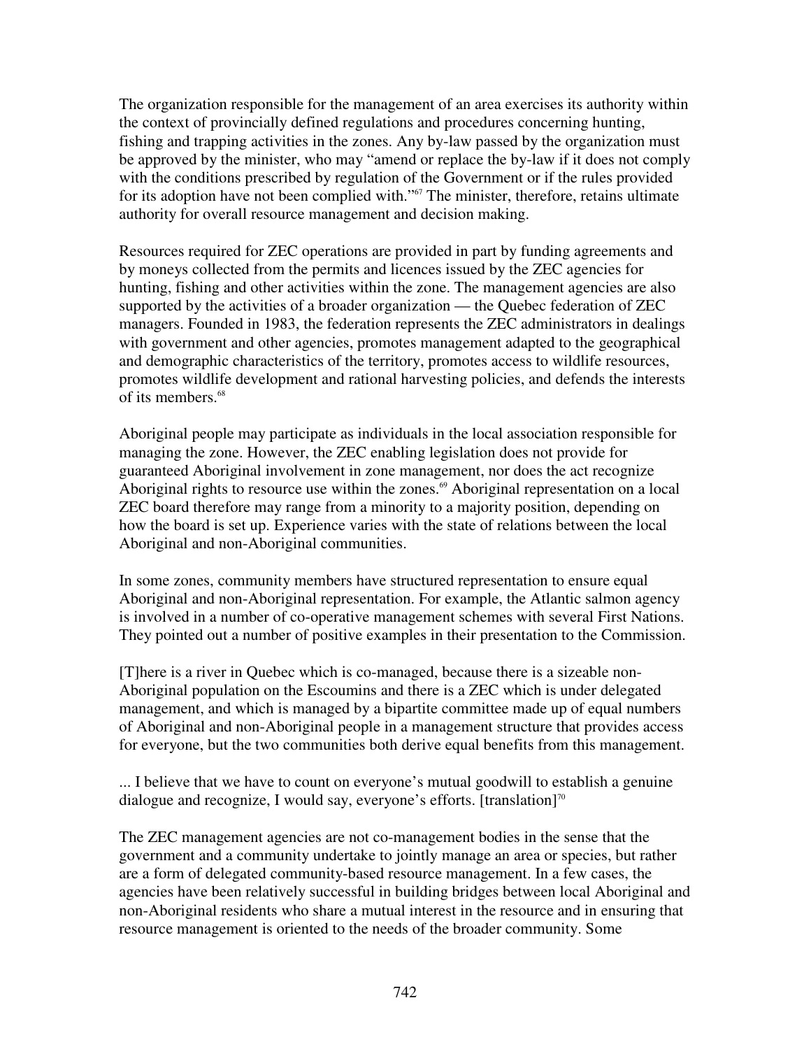The organization responsible for the management of an area exercises its authority within the context of provincially defined regulations and procedures concerning hunting, fishing and trapping activities in the zones. Any by-law passed by the organization must be approved by the minister, who may "amend or replace the by-law if it does not comply with the conditions prescribed by regulation of the Government or if the rules provided for its adoption have not been complied with."[67] The minister, therefore, retains ultimate authority for overall resource management and decision making.

Resources required for ZEC operations are provided in part by funding agreements and by moneys collected from the permits and licences issued by the ZEC agencies for hunting, fishing and other activities within the zone. The management agencies are also supported by the activities of a broader organization — the Quebec federation of ZEC managers. Founded in 1983, the federation represents the ZEC administrators in dealings with government and other agencies, promotes management adapted to the geographical and demographic characteristics of the territory, promotes access to wildlife resources, promotes wildlife development and rational harvesting policies, and defends the interests of its members.[68]

Aboriginal people may participate as individuals in the local association responsible for managing the zone. However, the ZEC enabling legislation does not provide for guaranteed Aboriginal involvement in zone management, nor does the act recognize Aboriginal rights to resource use within the zones.[69] Aboriginal representation on a local ZEC board therefore may range from a minority to a majority position, depending on how the board is set up. Experience varies with the state of relations between the local Aboriginal and non-Aboriginal communities.

In some zones, community members have structured representation to ensure equal Aboriginal and non-Aboriginal representation. For example, the Atlantic salmon agency is involved in a number of co-operative management schemes with several First Nations. They pointed out a number of positive examples in their presentation to the Commission.

[T]here is a river in Quebec which is co-managed, because there is a sizeable non-Aboriginal population on the Escoumins and there is a ZEC which is under delegated management, and which is managed by a bipartite committee made up of equal numbers of Aboriginal and non-Aboriginal people in a management structure that provides access for everyone, but the two communities both derive equal benefits from this management.

... I believe that we have to count on everyone's mutual goodwill to establish a genuine dialogue and recognize, I would say, everyone's efforts. [translation][70]

The ZEC management agencies are not co-management bodies in the sense that the government and a community undertake to jointly manage an area or species, but rather are a form of delegated community-based resource management. In a few cases, the agencies have been relatively successful in building bridges between local Aboriginal and non-Aboriginal residents who share a mutual interest in the resource and in ensuring that resource management is oriented to the needs of the broader community. Some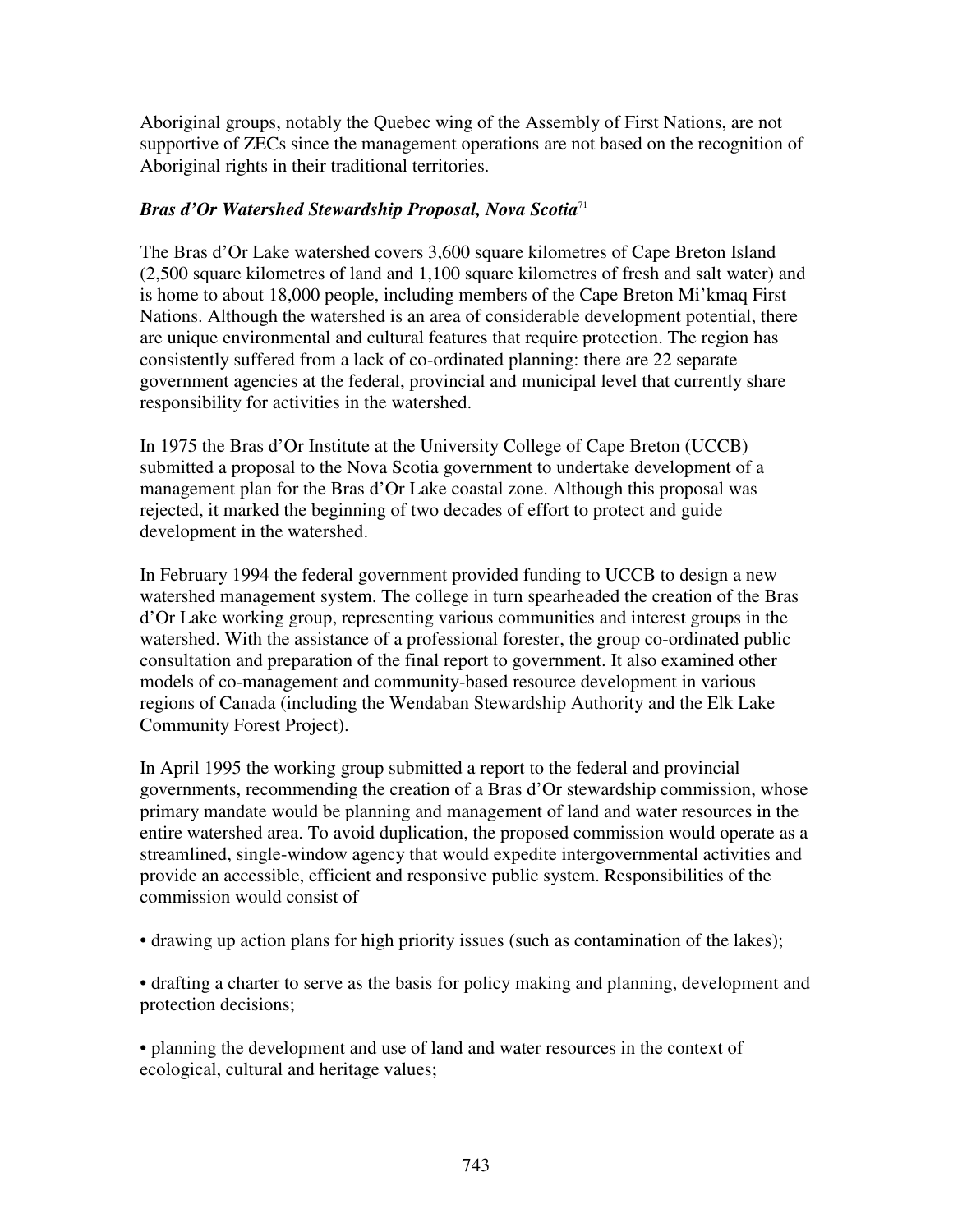Aboriginal groups, notably the Quebec wing of the Assembly of First Nations, are not supportive of ZECs since the management operations are not based on the recognition of Aboriginal rights in their traditional territories.

### *Bras d'Or Watershed Stewardship Proposal, Nova Scotia*[71]

The Bras d'Or Lake watershed covers 3,600 square kilometres of Cape Breton Island (2,500 square kilometres of land and 1,100 square kilometres of fresh and salt water) and is home to about 18,000 people, including members of the Cape Breton Mi'kmaq First Nations. Although the watershed is an area of considerable development potential, there are unique environmental and cultural features that require protection. The region has consistently suffered from a lack of co-ordinated planning: there are 22 separate government agencies at the federal, provincial and municipal level that currently share responsibility for activities in the watershed.

In 1975 the Bras d'Or Institute at the University College of Cape Breton (UCCB) submitted a proposal to the Nova Scotia government to undertake development of a management plan for the Bras d'Or Lake coastal zone. Although this proposal was rejected, it marked the beginning of two decades of effort to protect and guide development in the watershed.

In February 1994 the federal government provided funding to UCCB to design a new watershed management system. The college in turn spearheaded the creation of the Bras d'Or Lake working group, representing various communities and interest groups in the watershed. With the assistance of a professional forester, the group co-ordinated public consultation and preparation of the final report to government. It also examined other models of co-management and community-based resource development in various regions of Canada (including the Wendaban Stewardship Authority and the Elk Lake Community Forest Project).

In April 1995 the working group submitted a report to the federal and provincial governments, recommending the creation of a Bras d'Or stewardship commission, whose primary mandate would be planning and management of land and water resources in the entire watershed area. To avoid duplication, the proposed commission would operate as a streamlined, single-window agency that would expedite intergovernmental activities and provide an accessible, efficient and responsive public system. Responsibilities of the commission would consist of

- drawing up action plans for high priority issues (such as contamination of the lakes);

- drafting a charter to serve as the basis for policy making and planning, development and protection decisions;

- planning the development and use of land and water resources in the context of ecological, cultural and heritage values;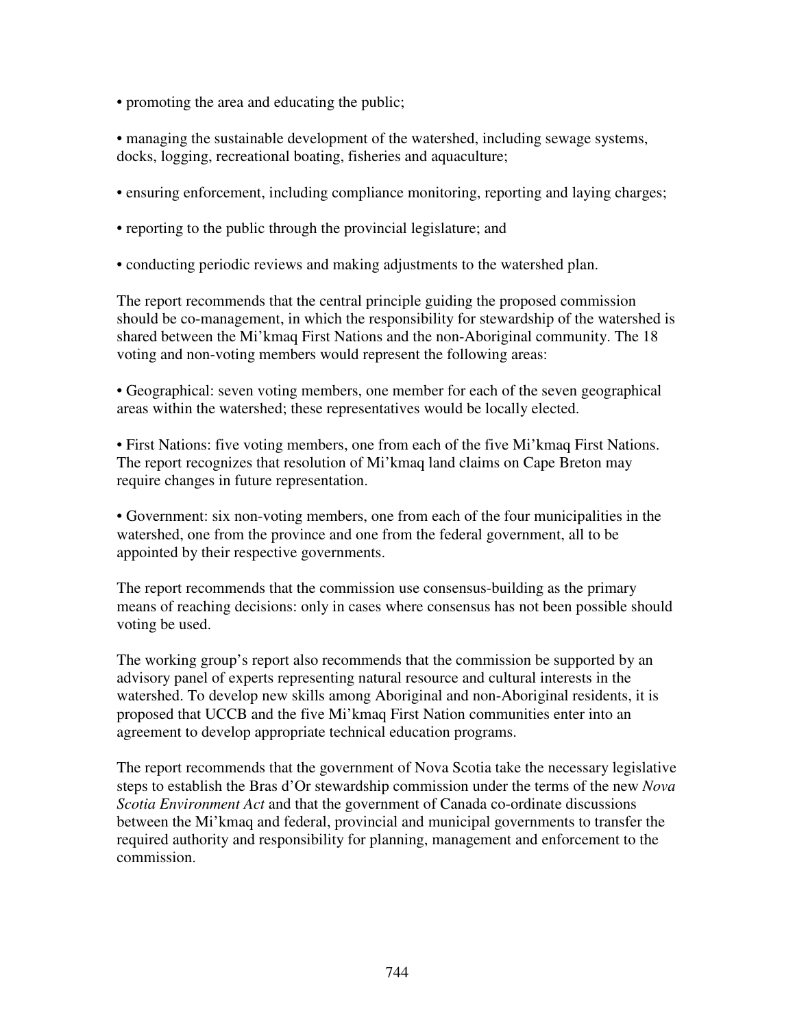- promoting the area and educating the public;
- managing the sustainable development of the watershed, including sewage systems, docks, logging, recreational boating, fisheries and aquaculture;
- ensuring enforcement, including compliance monitoring, reporting and laying charges;
- reporting to the public through the provincial legislature; and
- conducting periodic reviews and making adjustments to the watershed plan.

The report recommends that the central principle guiding the proposed commission should be co-management, in which the responsibility for stewardship of the watershed is shared between the Mi'kmaq First Nations and the non-Aboriginal community. The 18 voting and non-voting members would represent the following areas:

- Geographical: seven voting members, one member for each of the seven geographical areas within the watershed; these representatives would be locally elected.
- First Nations: five voting members, one from each of the five Mi'kmaq First Nations. The report recognizes that resolution of Mi'kmaq land claims on Cape Breton may require changes in future representation.
- Government: six non-voting members, one from each of the four municipalities in the watershed, one from the province and one from the federal government, all to be appointed by their respective governments.

The report recommends that the commission use consensus-building as the primary means of reaching decisions: only in cases where consensus has not been possible should voting be used.

The working group's report also recommends that the commission be supported by an advisory panel of experts representing natural resource and cultural interests in the watershed. To develop new skills among Aboriginal and non-Aboriginal residents, it is proposed that UCCB and the five Mi'kmaq First Nation communities enter into an agreement to develop appropriate technical education programs.

The report recommends that the government of Nova Scotia take the necessary legislative steps to establish the Bras d'Or stewardship commission under the terms of the new *Nova Scotia Environment Act* and that the government of Canada co-ordinate discussions between the Mi'kmaq and federal, provincial and municipal governments to transfer the required authority and responsibility for planning, management and enforcement to the commission.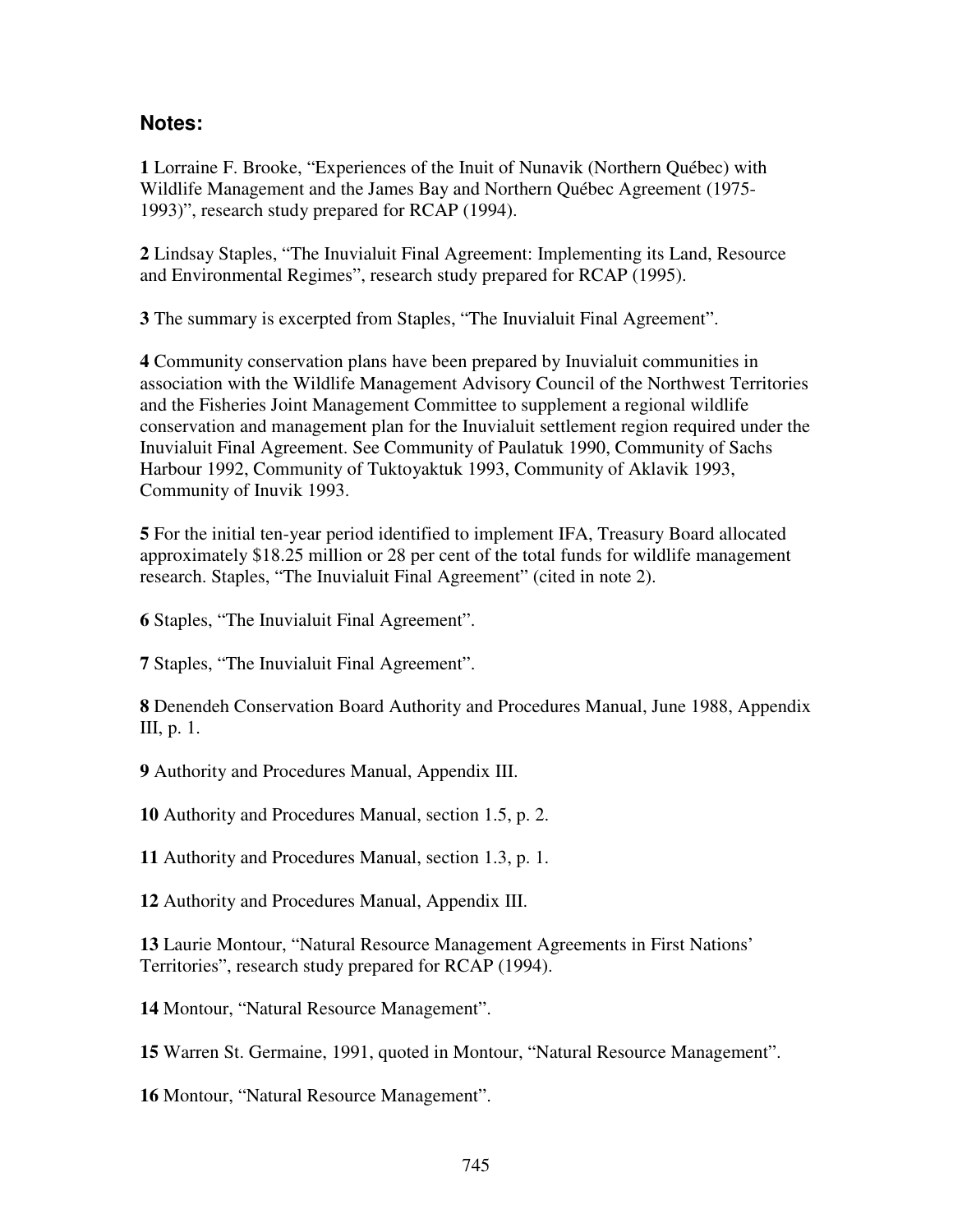### Notes:

**1** Lorraine F. Brooke, "Experiences of the Inuit of Nunavik (Northern Québec) with Wildlife Management and the James Bay and Northern Québec Agreement (1975-1993)", research study prepared for RCAP (1994).

**2** Lindsay Staples, "The Inuvialuit Final Agreement: Implementing its Land, Resource and Environmental Regimes", research study prepared for RCAP (1995).

**3** The summary is excerpted from Staples, "The Inuvialuit Final Agreement".

**4** Community conservation plans have been prepared by Inuvialuit communities in association with the Wildlife Management Advisory Council of the Northwest Territories and the Fisheries Joint Management Committee to supplement a regional wildlife conservation and management plan for the Inuvialuit settlement region required under the Inuvialuit Final Agreement. See Community of Paulatuk 1990, Community of Sachs Harbour 1992, Community of Tuktoyaktuk 1993, Community of Aklavik 1993, Community of Inuvik 1993.

**5** For the initial ten-year period identified to implement IFA, Treasury Board allocated approximately $18.25 million or 28 per cent of the total funds for wildlife management research. Staples, "The Inuvialuit Final Agreement" (cited in note 2).

**6** Staples, "The Inuvialuit Final Agreement".

**7** Staples, "The Inuvialuit Final Agreement".

**8** Denendeh Conservation Board Authority and Procedures Manual, June 1988, Appendix III, p. 1.

**9** Authority and Procedures Manual, Appendix III.

**10** Authority and Procedures Manual, section 1.5, p. 2.

**11** Authority and Procedures Manual, section 1.3, p. 1.

**12** Authority and Procedures Manual, Appendix III.

**13** Laurie Montour, "Natural Resource Management Agreements in First Nations' Territories", research study prepared for RCAP (1994).

**14** Montour, "Natural Resource Management".

**15** Warren St. Germaine, 1991, quoted in Montour, "Natural Resource Management".

**16** Montour, "Natural Resource Management".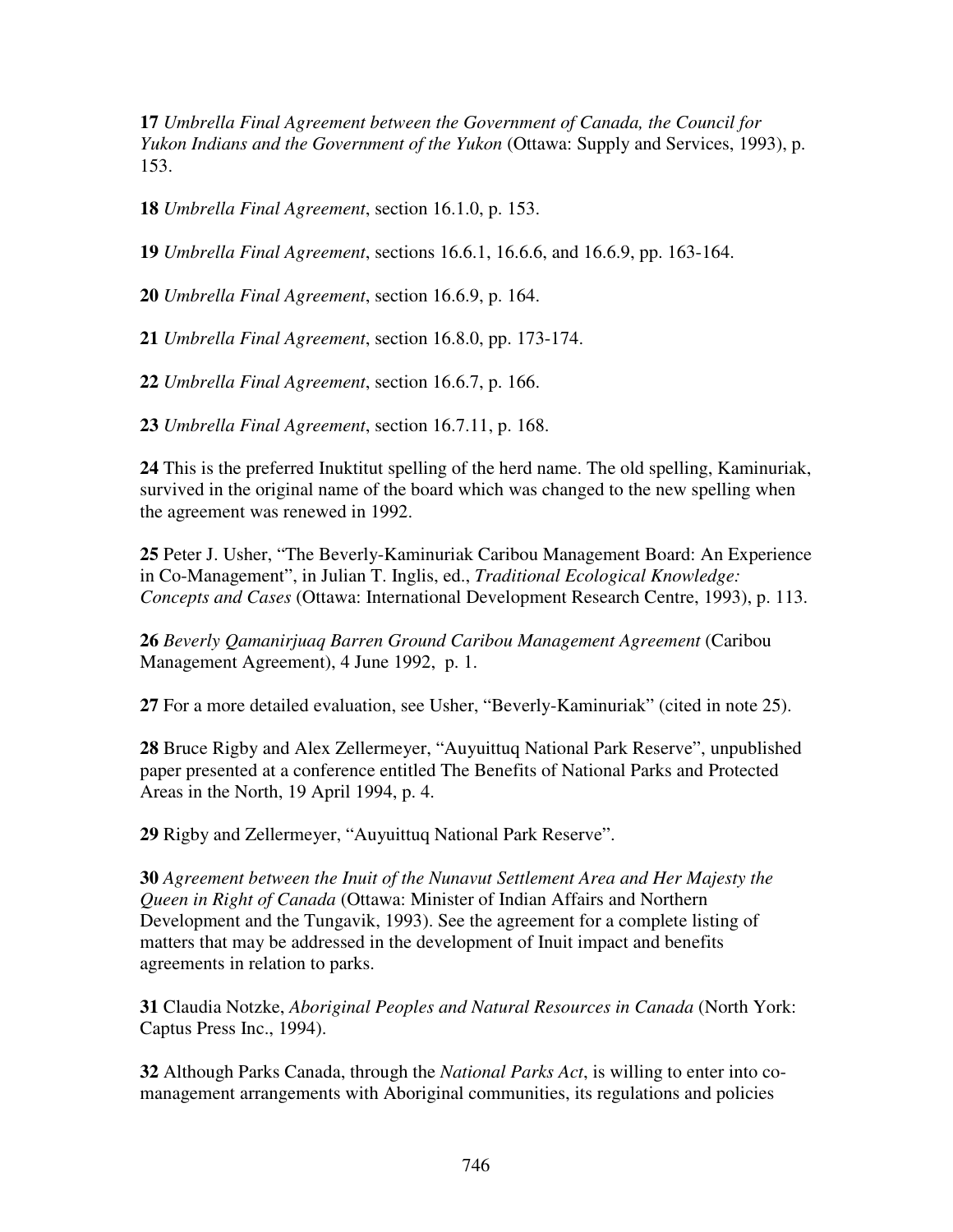**17** *Umbrella Final Agreement between the Government of Canada, the Council for Yukon Indians and the Government of the Yukon* (Ottawa: Supply and Services, 1993), p. 153.

**18** *Umbrella Final Agreement*, section 16.1.0, p. 153.

**19** *Umbrella Final Agreement*, sections 16.6.1, 16.6.6, and 16.6.9, pp. 163-164.

**20** *Umbrella Final Agreement*, section 16.6.9, p. 164.

**21** *Umbrella Final Agreement*, section 16.8.0, pp. 173-174.

**22** *Umbrella Final Agreement*, section 16.6.7, p. 166.

**23** *Umbrella Final Agreement*, section 16.7.11, p. 168.

**24** This is the preferred Inuktitut spelling of the herd name. The old spelling, Kaminuriak, survived in the original name of the board which was changed to the new spelling when the agreement was renewed in 1992.

**25** Peter J. Usher, "The Beverly-Kaminuriak Caribou Management Board: An Experience in Co-Management", in Julian T. Inglis, ed., *Traditional Ecological Knowledge: Concepts and Cases* (Ottawa: International Development Research Centre, 1993), p. 113.

**26** *Beverly Qamanirjuaq Barren Ground Caribou Management Agreement* (Caribou Management Agreement), 4 June 1992, p. 1.

**27** For a more detailed evaluation, see Usher, "Beverly-Kaminuriak" (cited in note 25).

**28** Bruce Rigby and Alex Zellermeyer, "Auyuittuq National Park Reserve", unpublished paper presented at a conference entitled The Benefits of National Parks and Protected Areas in the North, 19 April 1994, p. 4.

**29** Rigby and Zellermeyer, "Auyuittuq National Park Reserve".

**30** *Agreement between the Inuit of the Nunavut Settlement Area and Her Majesty the Queen in Right of Canada* (Ottawa: Minister of Indian Affairs and Northern Development and the Tungavik, 1993). See the agreement for a complete listing of matters that may be addressed in the development of Inuit impact and benefits agreements in relation to parks.

**31** Claudia Notzke, *Aboriginal Peoples and Natural Resources in Canada* (North York: Captus Press Inc., 1994).

**32** Although Parks Canada, through the *National Parks Act*, is willing to enter into co-management arrangements with Aboriginal communities, its regulations and policies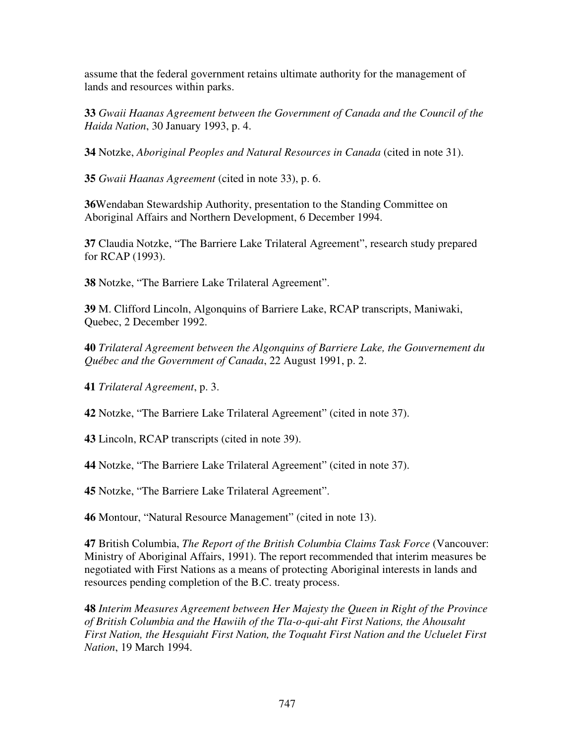assume that the federal government retains ultimate authority for the management of lands and resources within parks.

**33** *Gwaii Haanas Agreement between the Government of Canada and the Council of the Haida Nation*, 30 January 1993, p. 4.

**34** Notzke, *Aboriginal Peoples and Natural Resources in Canada* (cited in note 31).

**35** *Gwaii Haanas Agreement* (cited in note 33), p. 6.

**36**Wendaban Stewardship Authority, presentation to the Standing Committee on Aboriginal Affairs and Northern Development, 6 December 1994.

**37** Claudia Notzke, "The Barriere Lake Trilateral Agreement", research study prepared for RCAP (1993).

**38** Notzke, "The Barriere Lake Trilateral Agreement".

**39** M. Clifford Lincoln, Algonquins of Barriere Lake, RCAP transcripts, Maniwaki, Quebec, 2 December 1992.

**40** *Trilateral Agreement between the Algonquins of Barriere Lake, the Gouvernement du Québec and the Government of Canada*, 22 August 1991, p. 2.

**41** *Trilateral Agreement*, p. 3.

**42** Notzke, "The Barriere Lake Trilateral Agreement" (cited in note 37).

**43** Lincoln, RCAP transcripts (cited in note 39).

**44** Notzke, "The Barriere Lake Trilateral Agreement" (cited in note 37).

**45** Notzke, "The Barriere Lake Trilateral Agreement".

**46** Montour, "Natural Resource Management" (cited in note 13).

**47** British Columbia, *The Report of the British Columbia Claims Task Force* (Vancouver: Ministry of Aboriginal Affairs, 1991). The report recommended that interim measures be negotiated with First Nations as a means of protecting Aboriginal interests in lands and resources pending completion of the B.C. treaty process.

**48** *Interim Measures Agreement between Her Majesty the Queen in Right of the Province of British Columbia and the Hawiih of the Tla-o-qui-aht First Nations, the Ahousaht First Nation, the Hesquiaht First Nation, the Toquaht First Nation and the Ucluelet First Nation*, 19 March 1994.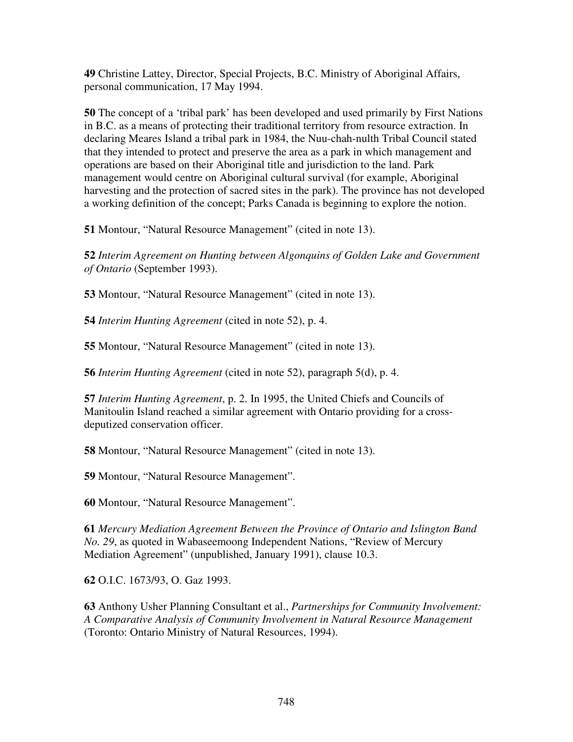**49** Christine Lattey, Director, Special Projects, B.C. Ministry of Aboriginal Affairs, personal communication, 17 May 1994.

**50** The concept of a 'tribal park' has been developed and used primarily by First Nations in B.C. as a means of protecting their traditional territory from resource extraction. In declaring Meares Island a tribal park in 1984, the Nuu-chah-nulth Tribal Council stated that they intended to protect and preserve the area as a park in which management and operations are based on their Aboriginal title and jurisdiction to the land. Park management would centre on Aboriginal cultural survival (for example, Aboriginal harvesting and the protection of sacred sites in the park). The province has not developed a working definition of the concept; Parks Canada is beginning to explore the notion.

**51** Montour, "Natural Resource Management" (cited in note 13).

**52** *Interim Agreement on Hunting between Algonquins of Golden Lake and Government of Ontario* (September 1993).

**53** Montour, "Natural Resource Management" (cited in note 13).

**54** *Interim Hunting Agreement* (cited in note 52), p. 4.

**55** Montour, "Natural Resource Management" (cited in note 13).

**56** *Interim Hunting Agreement* (cited in note 52), paragraph 5(d), p. 4.

**57** *Interim Hunting Agreement*, p. 2. In 1995, the United Chiefs and Councils of Manitoulin Island reached a similar agreement with Ontario providing for a cross-deputized conservation officer.

**58** Montour, "Natural Resource Management" (cited in note 13).

**59** Montour, "Natural Resource Management".

**60** Montour, "Natural Resource Management".

**61** *Mercury Mediation Agreement Between the Province of Ontario and Islington Band No. 29*, as quoted in Wabaseemoong Independent Nations, "Review of Mercury Mediation Agreement" (unpublished, January 1991), clause 10.3.

**62** O.I.C. 1673/93, O. Gaz 1993.

**63** Anthony Usher Planning Consultant et al., *Partnerships for Community Involvement: A Comparative Analysis of Community Involvement in Natural Resource Management* (Toronto: Ontario Ministry of Natural Resources, 1994).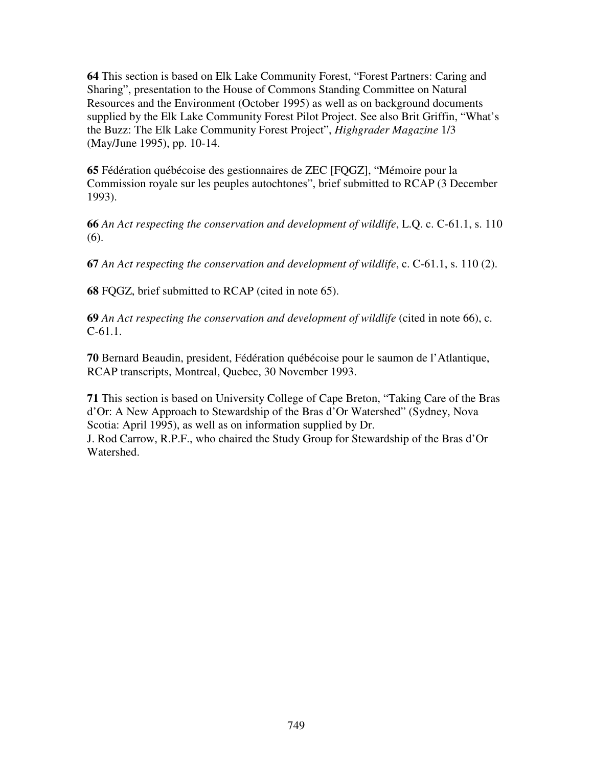**64** This section is based on Elk Lake Community Forest, “Forest Partners: Caring and Sharing”, presentation to the House of Commons Standing Committee on Natural Resources and the Environment (October 1995) as well as on background documents supplied by the Elk Lake Community Forest Pilot Project. See also Brit Griffin, “What’s the Buzz: The Elk Lake Community Forest Project”, *Highgrader Magazine* 1/3 (May/June 1995), pp. 10-14.

**65** Fédération québécoise des gestionnaires de ZEC [FQGZ], “Mémoire pour la Commission royale sur les peuples autochtones”, brief submitted to RCAP (3 December 1993).

**66** *An Act respecting the conservation and development of wildlife*, L.Q. c. C-61.1, s. 110 (6).

**67** *An Act respecting the conservation and development of wildlife*, c. C-61.1, s. 110 (2).

**68** FQGZ, brief submitted to RCAP (cited in note 65).

**69** *An Act respecting the conservation and development of wildlife* (cited in note 66), c. C-61.1.

**70** Bernard Beaudin, president, Fédération québécoise pour le saumon de l’Atlantique, RCAP transcripts, Montreal, Quebec, 30 November 1993.

**71** This section is based on University College of Cape Breton, “Taking Care of the Bras d’Or: A New Approach to Stewardship of the Bras d’Or Watershed” (Sydney, Nova Scotia: April 1995), as well as on information supplied by Dr. J. Rod Carrow, R.P.F., who chaired the Study Group for Stewardship of the Bras d’Or Watershed.